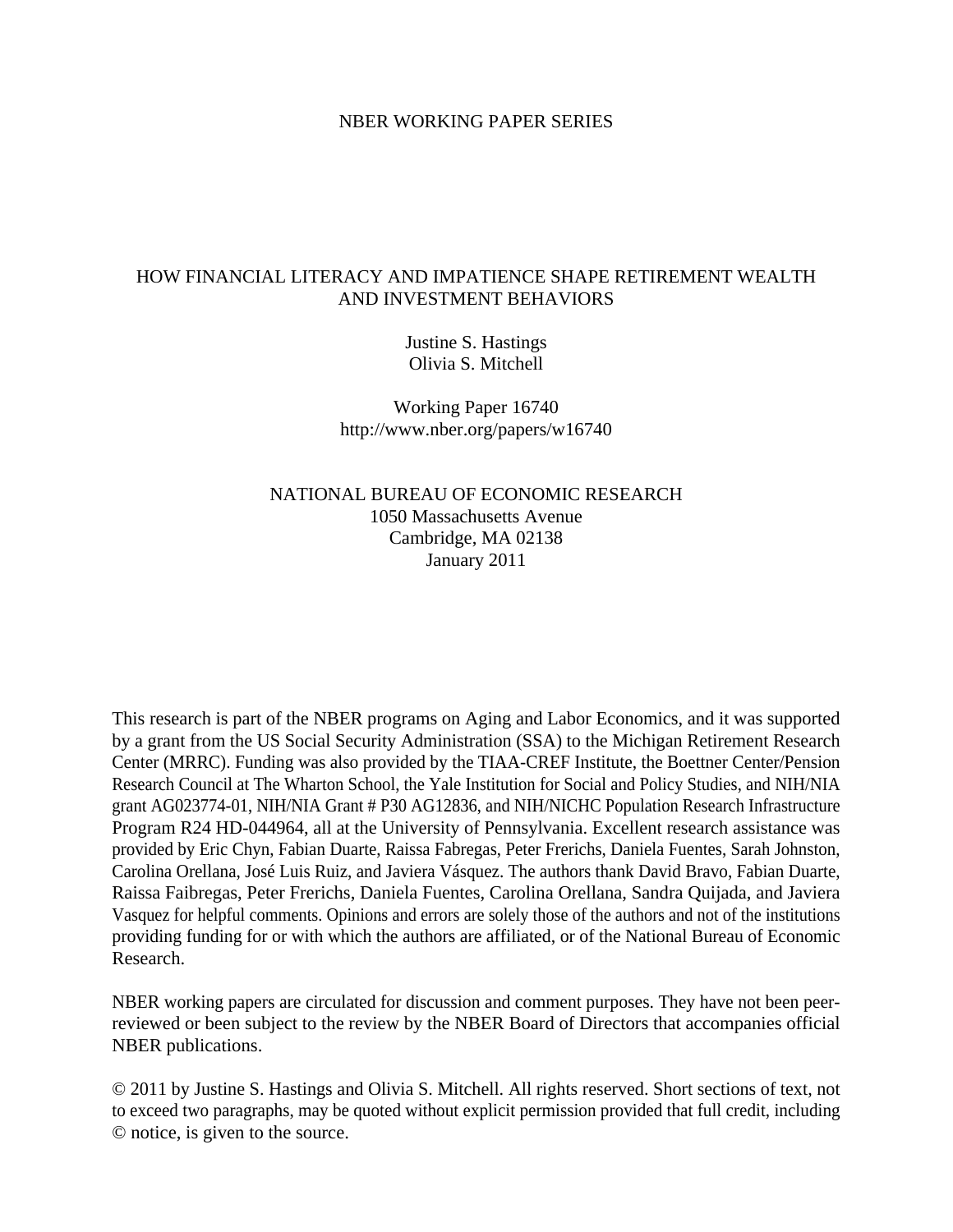NBER WORKING PAPER SERIES

# HOW FINANCIAL LITERACY AND IMPATIENCE SHAPE RETIREMENT WEALTH AND INVESTMENT BEHAVIORS

Justine S. Hastings
Olivia S. Mitchell

Working Paper 16740
http://www.nber.org/papers/w16740

NATIONAL BUREAU OF ECONOMIC RESEARCH
1050 Massachusetts Avenue
Cambridge, MA 02138
January 2011

This research is part of the NBER programs on Aging and Labor Economics, and it was supported by a grant from the US Social Security Administration (SSA) to the Michigan Retirement Research Center (MRRC). Funding was also provided by the TIAA-CREF Institute, the Boettner Center/Pension Research Council at The Wharton School, the Yale Institution for Social and Policy Studies, and NIH/NIA grant AG023774-01, NIH/NIA Grant # P30 AG12836, and NIH/NICHC Population Research Infrastructure Program R24 HD-044964, all at the University of Pennsylvania. Excellent research assistance was provided by Eric Chyn, Fabian Duarte, Raissa Fabregas, Peter Frerichs, Daniela Fuentes, Sarah Johnston, Carolina Orellana, José Luis Ruiz, and Javiera Vásquez. The authors thank David Bravo, Fabian Duarte, Raissa Faibregas, Peter Frerichs, Daniela Fuentes, Carolina Orellana, Sandra Quijada, and Javiera Vasquez for helpful comments. Opinions and errors are solely those of the authors and not of the institutions providing funding for or with which the authors are affiliated, or of the National Bureau of Economic Research.

NBER working papers are circulated for discussion and comment purposes. They have not been peer-reviewed or been subject to the review by the NBER Board of Directors that accompanies official NBER publications.

© 2011 by Justine S. Hastings and Olivia S. Mitchell. All rights reserved. Short sections of text, not to exceed two paragraphs, may be quoted without explicit permission provided that full credit, including © notice, is given to the source.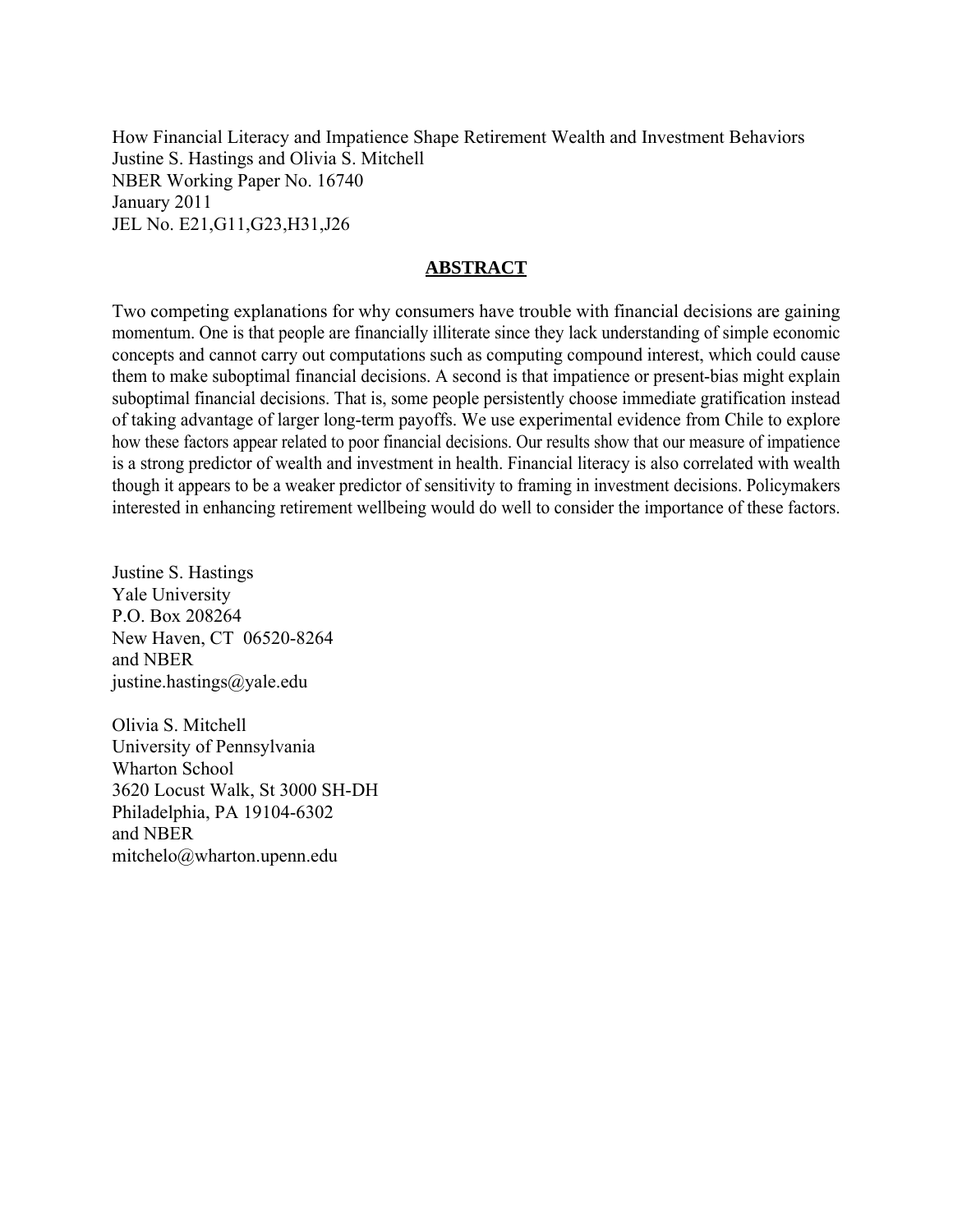How Financial Literacy and Impatience Shape Retirement Wealth and Investment Behaviors
Justine S. Hastings and Olivia S. Mitchell
NBER Working Paper No. 16740
January 2011
JEL No. E21,G11,G23,H31,J26

## ABSTRACT

Two competing explanations for why consumers have trouble with financial decisions are gaining momentum. One is that people are financially illiterate since they lack understanding of simple economic concepts and cannot carry out computations such as computing compound interest, which could cause them to make suboptimal financial decisions. A second is that impatience or present-bias might explain suboptimal financial decisions. That is, some people persistently choose immediate gratification instead of taking advantage of larger long-term payoffs. We use experimental evidence from Chile to explore how these factors appear related to poor financial decisions. Our results show that our measure of impatience is a strong predictor of wealth and investment in health. Financial literacy is also correlated with wealth though it appears to be a weaker predictor of sensitivity to framing in investment decisions. Policymakers interested in enhancing retirement wellbeing would do well to consider the importance of these factors.

Justine S. Hastings
Yale University
P.O. Box 208264
New Haven, CT 06520-8264
and NBER
justine.hastings@yale.edu

Olivia S. Mitchell
University of Pennsylvania
Wharton School
3620 Locust Walk, St 3000 SH-DH
Philadelphia, PA 19104-6302
and NBER
mitchelo@wharton.upenn.edu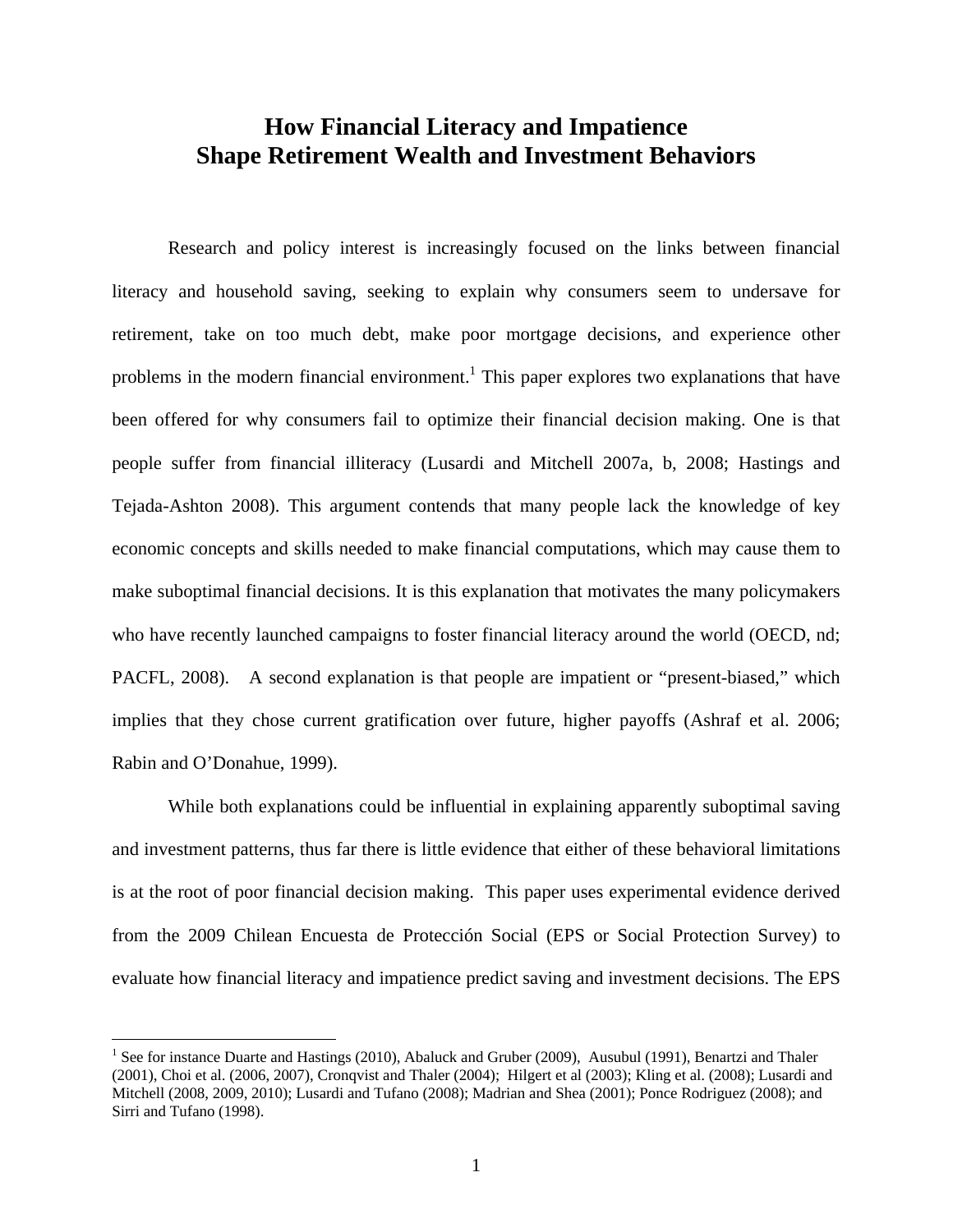# How Financial Literacy and Impatience Shape Retirement Wealth and Investment Behaviors

Research and policy interest is increasingly focused on the links between financial literacy and household saving, seeking to explain why consumers seem to undersave for retirement, take on too much debt, make poor mortgage decisions, and experience other problems in the modern financial environment.[1] This paper explores two explanations that have been offered for why consumers fail to optimize their financial decision making. One is that people suffer from financial illiteracy (Lusardi and Mitchell 2007a, b, 2008; Hastings and Tejada-Ashton 2008). This argument contends that many people lack the knowledge of key economic concepts and skills needed to make financial computations, which may cause them to make suboptimal financial decisions. It is this explanation that motivates the many policymakers who have recently launched campaigns to foster financial literacy around the world (OECD, nd; PACFL, 2008). A second explanation is that people are impatient or "present-biased," which implies that they chose current gratification over future, higher payoffs (Ashraf et al. 2006; Rabin and O'Donahue, 1999).

While both explanations could be influential in explaining apparently suboptimal saving and investment patterns, thus far there is little evidence that either of these behavioral limitations is at the root of poor financial decision making. This paper uses experimental evidence derived from the 2009 Chilean Encuesta de Protección Social (EPS or Social Protection Survey) to evaluate how financial literacy and impatience predict saving and investment decisions. The EPS

[1] See for instance Duarte and Hastings (2010), Abaluck and Gruber (2009), Ausubul (1991), Benartzi and Thaler (2001), Choi et al. (2006, 2007), Cronqvist and Thaler (2004); Hilgert et al (2003); Kling et al. (2008); Lusardi and Mitchell (2008, 2009, 2010); Lusardi and Tufano (2008); Madrian and Shea (2001); Ponce Rodriguez (2008); and Sirri and Tufano (1998).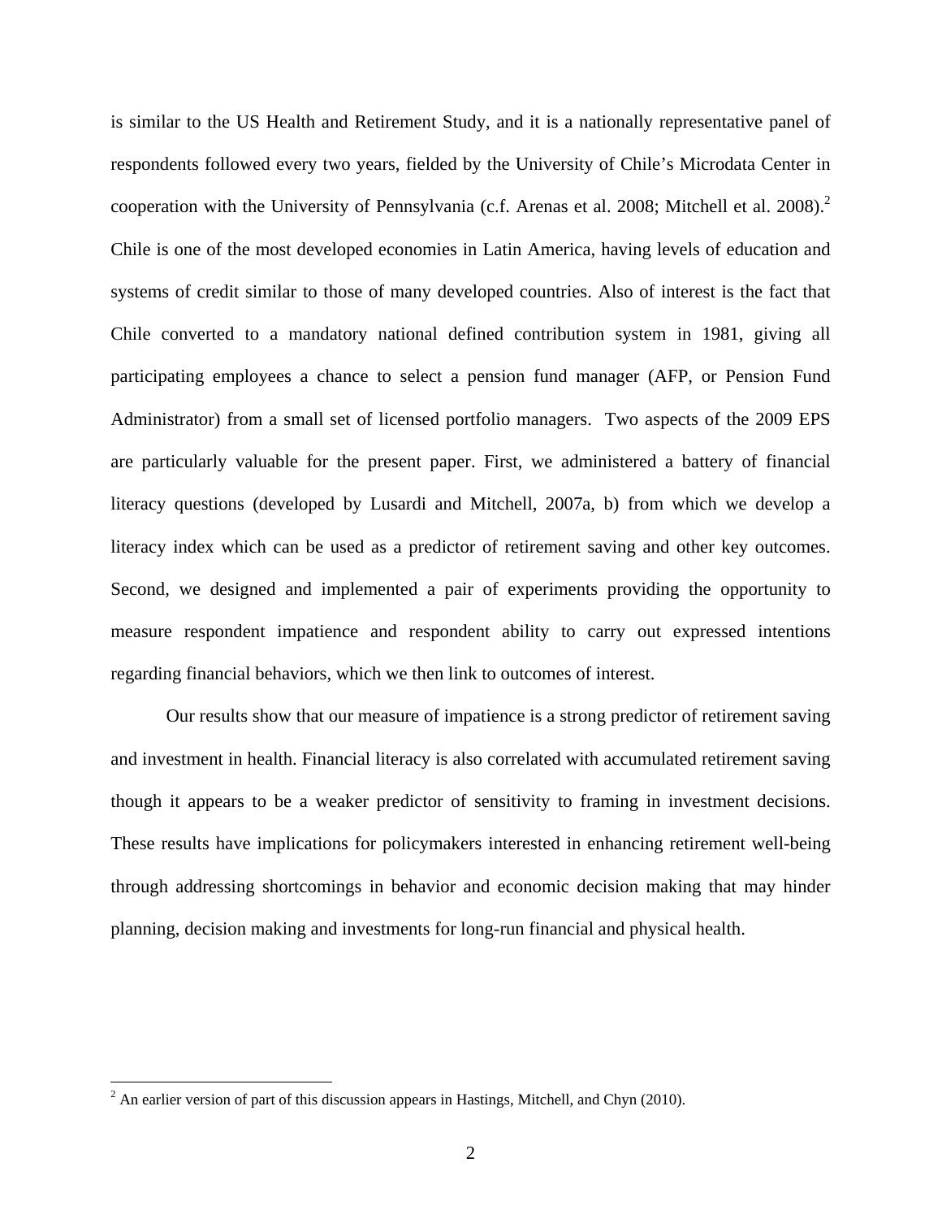is similar to the US Health and Retirement Study, and it is a nationally representative panel of respondents followed every two years, fielded by the University of Chile's Microdata Center in cooperation with the University of Pennsylvania (c.f. Arenas et al. 2008; Mitchell et al. 2008).[2] Chile is one of the most developed economies in Latin America, having levels of education and systems of credit similar to those of many developed countries. Also of interest is the fact that Chile converted to a mandatory national defined contribution system in 1981, giving all participating employees a chance to select a pension fund manager (AFP, or Pension Fund Administrator) from a small set of licensed portfolio managers. Two aspects of the 2009 EPS are particularly valuable for the present paper. First, we administered a battery of financial literacy questions (developed by Lusardi and Mitchell, 2007a, b) from which we develop a literacy index which can be used as a predictor of retirement saving and other key outcomes. Second, we designed and implemented a pair of experiments providing the opportunity to measure respondent impatience and respondent ability to carry out expressed intentions regarding financial behaviors, which we then link to outcomes of interest.

Our results show that our measure of impatience is a strong predictor of retirement saving and investment in health. Financial literacy is also correlated with accumulated retirement saving though it appears to be a weaker predictor of sensitivity to framing in investment decisions. These results have implications for policymakers interested in enhancing retirement well-being through addressing shortcomings in behavior and economic decision making that may hinder planning, decision making and investments for long-run financial and physical health.

[2] An earlier version of part of this discussion appears in Hastings, Mitchell, and Chyn (2010).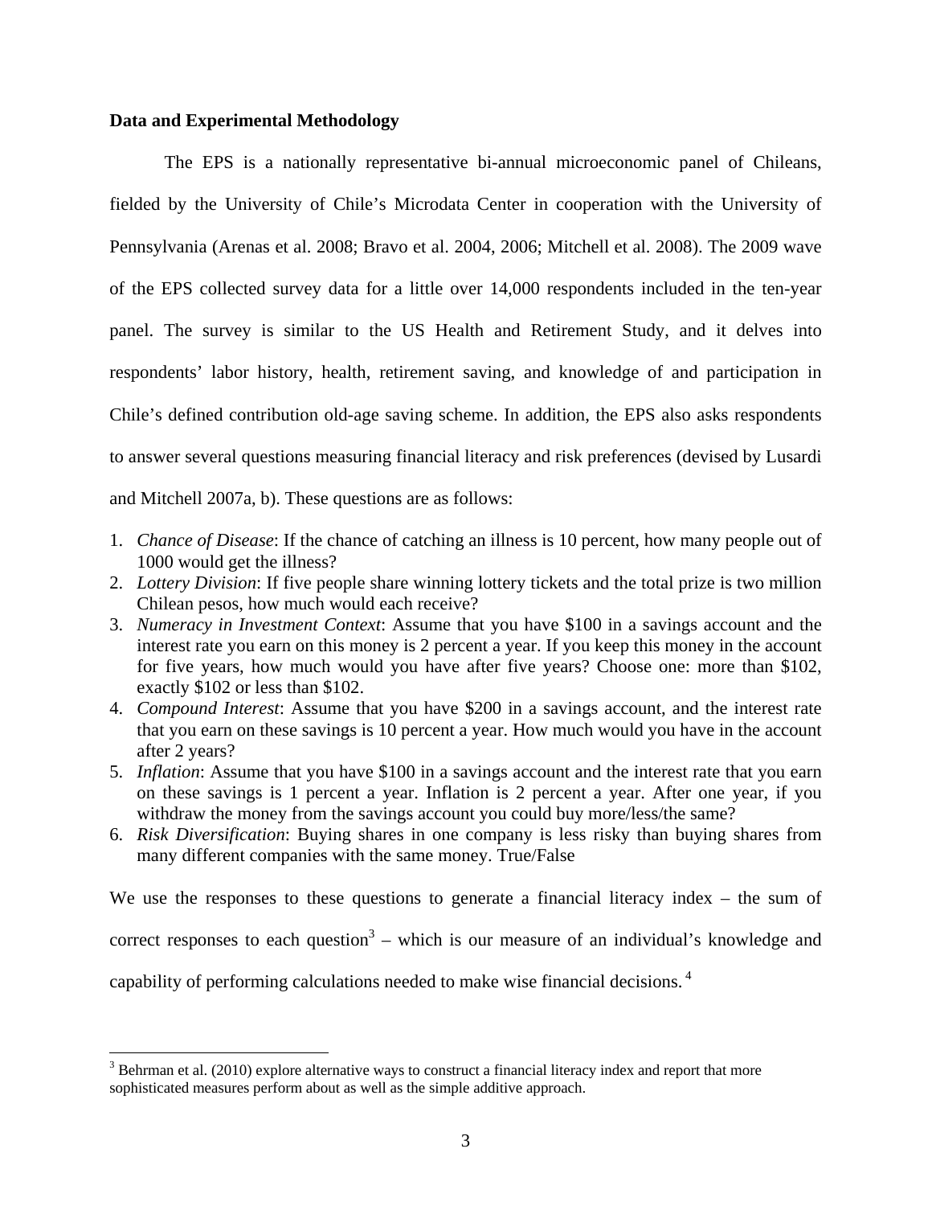**Data and Experimental Methodology**

The EPS is a nationally representative bi-annual microeconomic panel of Chileans, fielded by the University of Chile's Microdata Center in cooperation with the University of Pennsylvania (Arenas et al. 2008; Bravo et al. 2004, 2006; Mitchell et al. 2008). The 2009 wave of the EPS collected survey data for a little over 14,000 respondents included in the ten-year panel. The survey is similar to the US Health and Retirement Study, and it delves into respondents' labor history, health, retirement saving, and knowledge of and participation in Chile's defined contribution old-age saving scheme. In addition, the EPS also asks respondents to answer several questions measuring financial literacy and risk preferences (devised by Lusardi and Mitchell 2007a, b). These questions are as follows:

1. *Chance of Disease*: If the chance of catching an illness is 10 percent, how many people out of 1000 would get the illness?
2. *Lottery Division*: If five people share winning lottery tickets and the total prize is two million Chilean pesos, how much would each receive?
3. *Numeracy in Investment Context*: Assume that you have $100 in a savings account and the interest rate you earn on this money is 2 percent a year. If you keep this money in the account for five years, how much would you have after five years? Choose one: more than $102, exactly $102 or less than $102.
4. *Compound Interest*: Assume that you have $200 in a savings account, and the interest rate that you earn on these savings is 10 percent a year. How much would you have in the account after 2 years?
5. *Inflation*: Assume that you have $100 in a savings account and the interest rate that you earn on these savings is 1 percent a year. Inflation is 2 percent a year. After one year, if you withdraw the money from the savings account you could buy more/less/the same?
6. *Risk Diversification*: Buying shares in one company is less risky than buying shares from many different companies with the same money. True/False

We use the responses to these questions to generate a financial literacy index – the sum of correct responses to each question[3] – which is our measure of an individual's knowledge and capability of performing calculations needed to make wise financial decisions.[4]

---

[3] Behrman et al. (2010) explore alternative ways to construct a financial literacy index and report that more sophisticated measures perform about as well as the simple additive approach.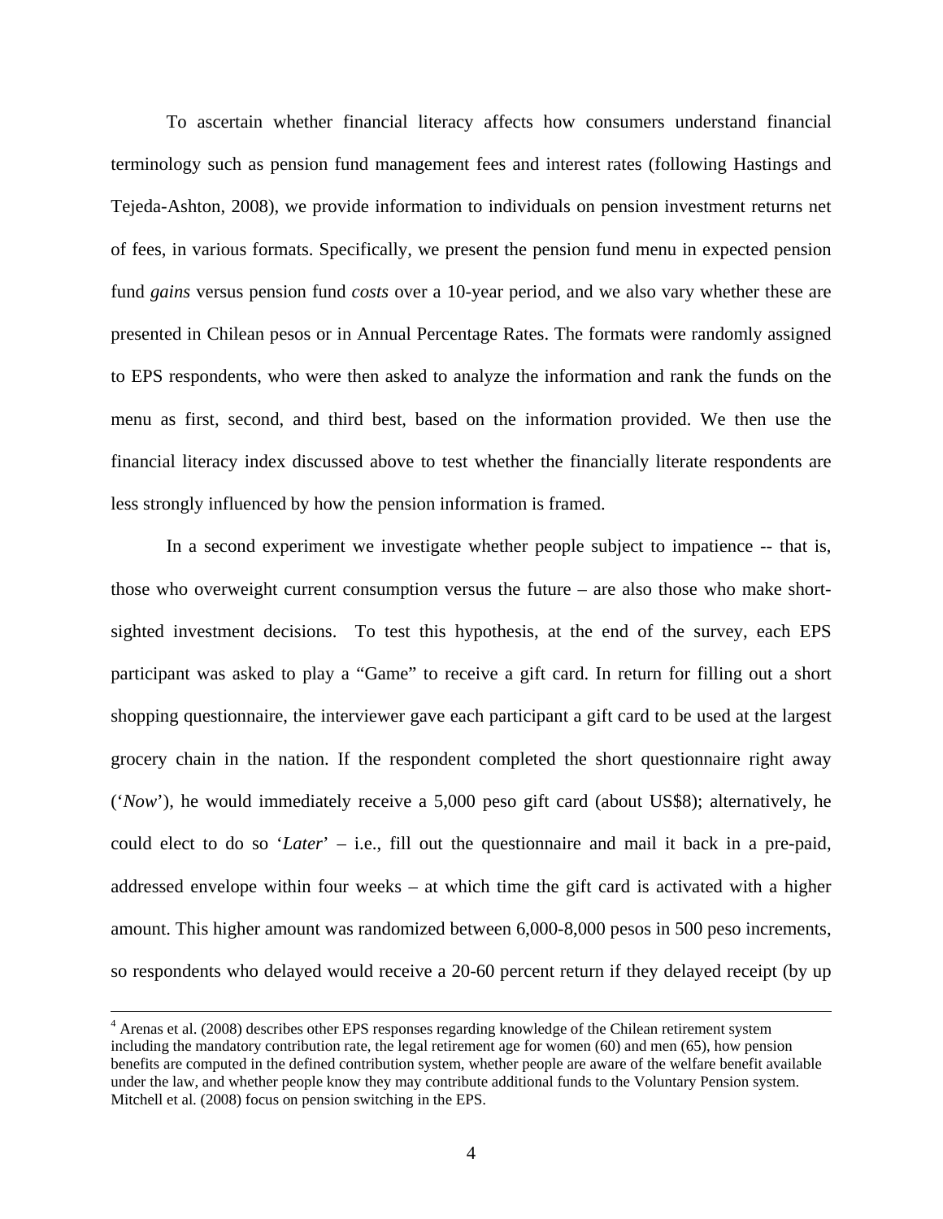To ascertain whether financial literacy affects how consumers understand financial terminology such as pension fund management fees and interest rates (following Hastings and Tejeda-Ashton, 2008), we provide information to individuals on pension investment returns net of fees, in various formats. Specifically, we present the pension fund menu in expected pension fund *gains* versus pension fund *costs* over a 10-year period, and we also vary whether these are presented in Chilean pesos or in Annual Percentage Rates. The formats were randomly assigned to EPS respondents, who were then asked to analyze the information and rank the funds on the menu as first, second, and third best, based on the information provided. We then use the financial literacy index discussed above to test whether the financially literate respondents are less strongly influenced by how the pension information is framed.

In a second experiment we investigate whether people subject to impatience -- that is, those who overweight current consumption versus the future – are also those who make short-sighted investment decisions. To test this hypothesis, at the end of the survey, each EPS participant was asked to play a "Game" to receive a gift card. In return for filling out a short shopping questionnaire, the interviewer gave each participant a gift card to be used at the largest grocery chain in the nation. If the respondent completed the short questionnaire right away ('*Now*'), he would immediately receive a 5,000 peso gift card (about US$8); alternatively, he could elect to do so '*Later*' – i.e., fill out the questionnaire and mail it back in a pre-paid, addressed envelope within four weeks – at which time the gift card is activated with a higher amount. This higher amount was randomized between 6,000-8,000 pesos in 500 peso increments, so respondents who delayed would receive a 20-60 percent return if they delayed receipt (by up

---

[4] Arenas et al. (2008) describes other EPS responses regarding knowledge of the Chilean retirement system including the mandatory contribution rate, the legal retirement age for women (60) and men (65), how pension benefits are computed in the defined contribution system, whether people are aware of the welfare benefit available under the law, and whether people know they may contribute additional funds to the Voluntary Pension system. Mitchell et al. (2008) focus on pension switching in the EPS.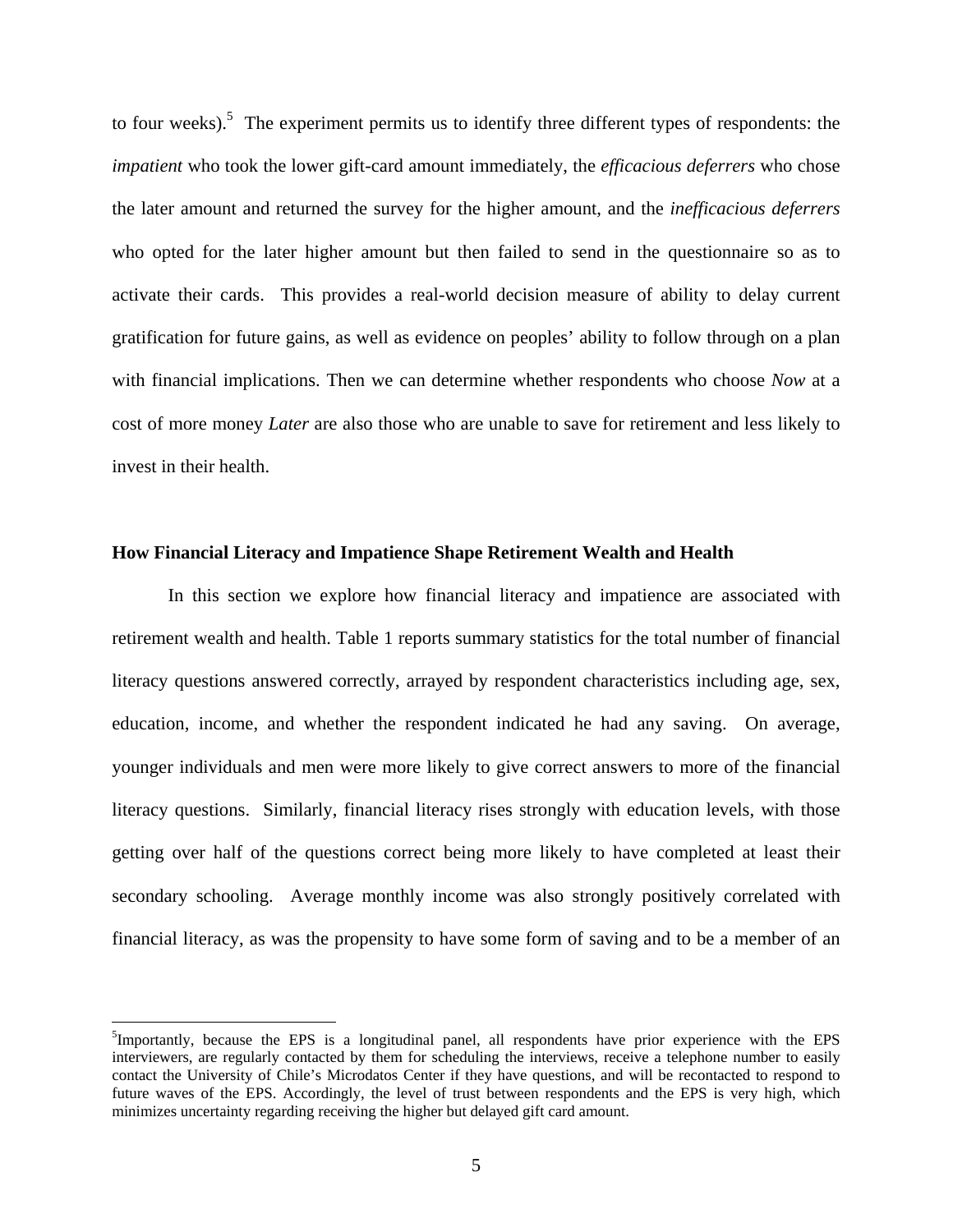to four weeks).[5] The experiment permits us to identify three different types of respondents: the *impatient* who took the lower gift-card amount immediately, the *efficacious deferrers* who chose the later amount and returned the survey for the higher amount, and the *inefficacious deferrers* who opted for the later higher amount but then failed to send in the questionnaire so as to activate their cards. This provides a real-world decision measure of ability to delay current gratification for future gains, as well as evidence on peoples' ability to follow through on a plan with financial implications. Then we can determine whether respondents who choose *Now* at a cost of more money *Later* are also those who are unable to save for retirement and less likely to invest in their health.

## How Financial Literacy and Impatience Shape Retirement Wealth and Health

In this section we explore how financial literacy and impatience are associated with retirement wealth and health. Table 1 reports summary statistics for the total number of financial literacy questions answered correctly, arrayed by respondent characteristics including age, sex, education, income, and whether the respondent indicated he had any saving. On average, younger individuals and men were more likely to give correct answers to more of the financial literacy questions. Similarly, financial literacy rises strongly with education levels, with those getting over half of the questions correct being more likely to have completed at least their secondary schooling. Average monthly income was also strongly positively correlated with financial literacy, as was the propensity to have some form of saving and to be a member of an

[5] Importantly, because the EPS is a longitudinal panel, all respondents have prior experience with the EPS interviewers, are regularly contacted by them for scheduling the interviews, receive a telephone number to easily contact the University of Chile's Microdatos Center if they have questions, and will be recontacted to respond to future waves of the EPS. Accordingly, the level of trust between respondents and the EPS is very high, which minimizes uncertainty regarding receiving the higher but delayed gift card amount.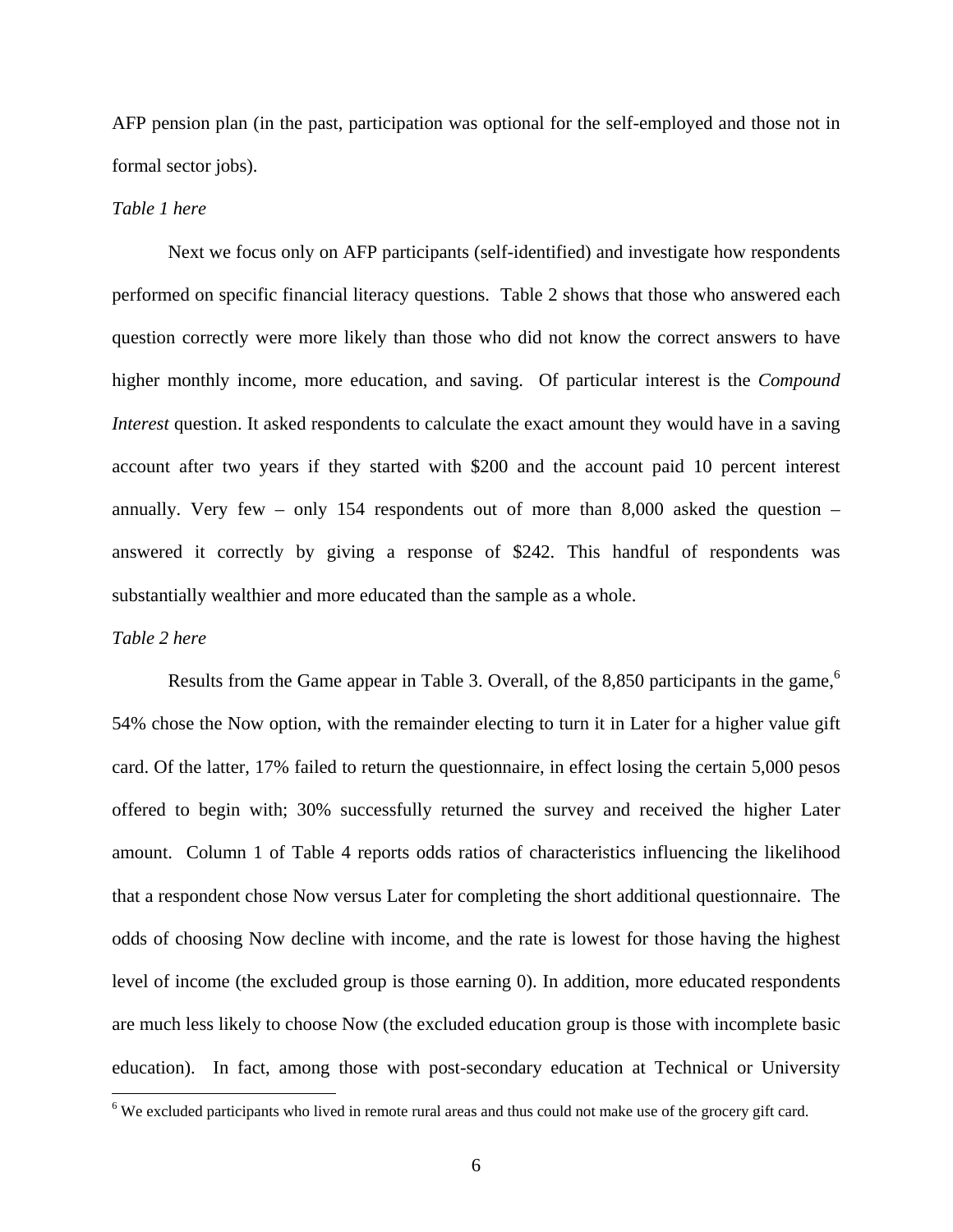AFP pension plan (in the past, participation was optional for the self-employed and those not in formal sector jobs).

*Table 1 here*

Next we focus only on AFP participants (self-identified) and investigate how respondents performed on specific financial literacy questions. Table 2 shows that those who answered each question correctly were more likely than those who did not know the correct answers to have higher monthly income, more education, and saving. Of particular interest is the *Compound Interest* question. It asked respondents to calculate the exact amount they would have in a saving account after two years if they started with $200 and the account paid 10 percent interest annually. Very few – only 154 respondents out of more than 8,000 asked the question – answered it correctly by giving a response of $242. This handful of respondents was substantially wealthier and more educated than the sample as a whole.

*Table 2 here*

Results from the Game appear in Table 3. Overall, of the 8,850 participants in the game,[6] 54% chose the Now option, with the remainder electing to turn it in Later for a higher value gift card. Of the latter, 17% failed to return the questionnaire, in effect losing the certain 5,000 pesos offered to begin with; 30% successfully returned the survey and received the higher Later amount. Column 1 of Table 4 reports odds ratios of characteristics influencing the likelihood that a respondent chose Now versus Later for completing the short additional questionnaire. The odds of choosing Now decline with income, and the rate is lowest for those having the highest level of income (the excluded group is those earning 0). In addition, more educated respondents are much less likely to choose Now (the excluded education group is those with incomplete basic education). In fact, among those with post-secondary education at Technical or University

[6] We excluded participants who lived in remote rural areas and thus could not make use of the grocery gift card.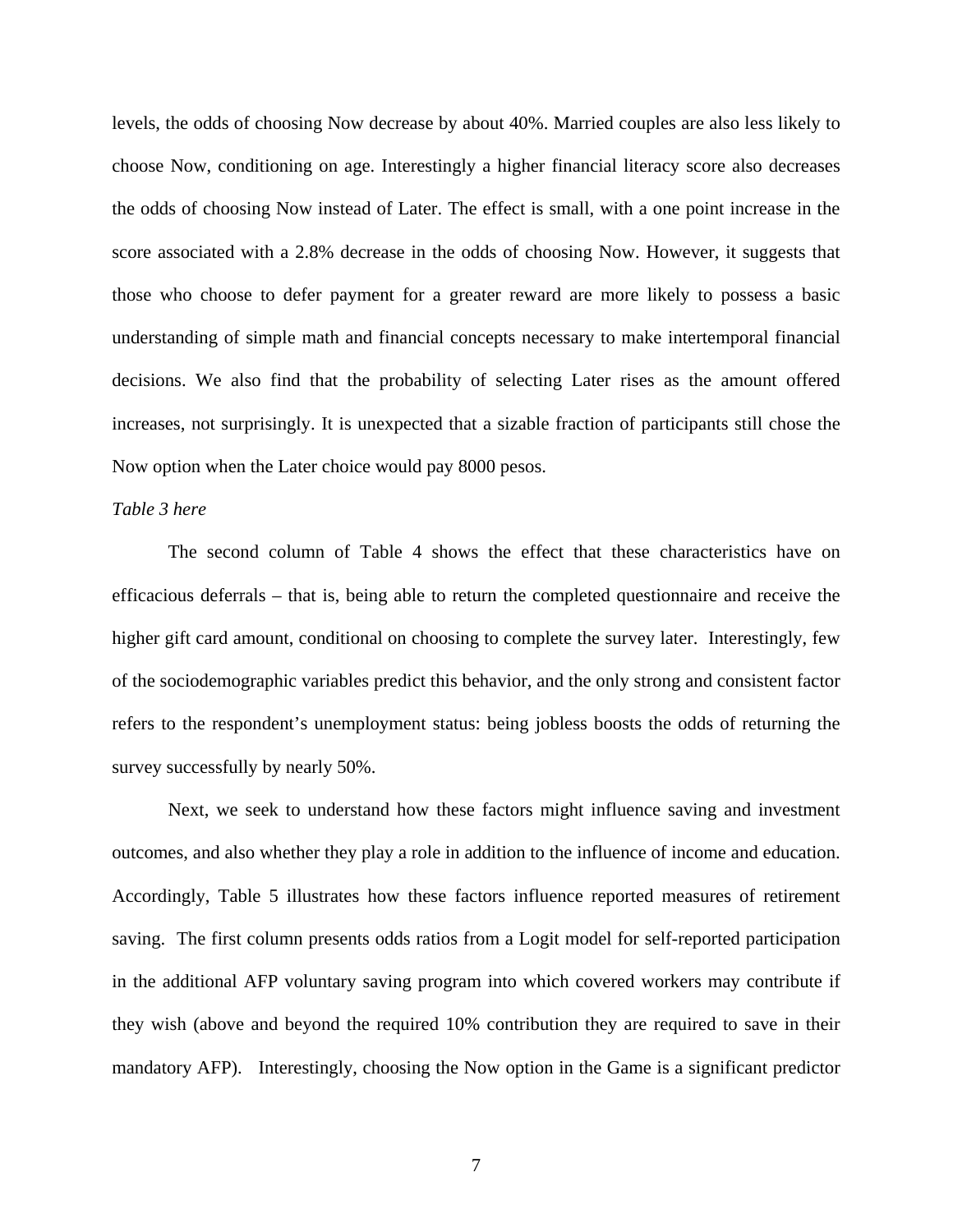levels, the odds of choosing Now decrease by about 40%. Married couples are also less likely to choose Now, conditioning on age. Interestingly a higher financial literacy score also decreases the odds of choosing Now instead of Later. The effect is small, with a one point increase in the score associated with a 2.8% decrease in the odds of choosing Now. However, it suggests that those who choose to defer payment for a greater reward are more likely to possess a basic understanding of simple math and financial concepts necessary to make intertemporal financial decisions. We also find that the probability of selecting Later rises as the amount offered increases, not surprisingly. It is unexpected that a sizable fraction of participants still chose the Now option when the Later choice would pay 8000 pesos.

*Table 3 here*

The second column of Table 4 shows the effect that these characteristics have on efficacious deferrals – that is, being able to return the completed questionnaire and receive the higher gift card amount, conditional on choosing to complete the survey later. Interestingly, few of the sociodemographic variables predict this behavior, and the only strong and consistent factor refers to the respondent's unemployment status: being jobless boosts the odds of returning the survey successfully by nearly 50%.

Next, we seek to understand how these factors might influence saving and investment outcomes, and also whether they play a role in addition to the influence of income and education. Accordingly, Table 5 illustrates how these factors influence reported measures of retirement saving. The first column presents odds ratios from a Logit model for self-reported participation in the additional AFP voluntary saving program into which covered workers may contribute if they wish (above and beyond the required 10% contribution they are required to save in their mandatory AFP). Interestingly, choosing the Now option in the Game is a significant predictor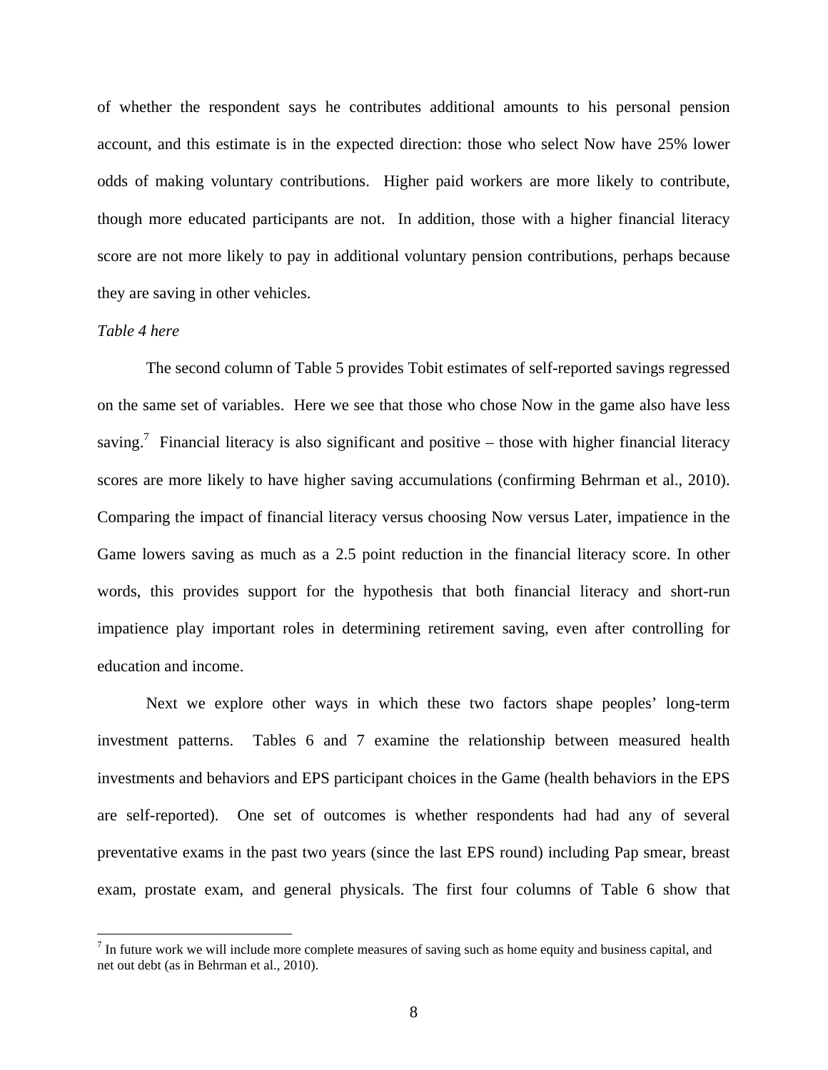of whether the respondent says he contributes additional amounts to his personal pension account, and this estimate is in the expected direction: those who select Now have 25% lower odds of making voluntary contributions. Higher paid workers are more likely to contribute, though more educated participants are not. In addition, those with a higher financial literacy score are not more likely to pay in additional voluntary pension contributions, perhaps because they are saving in other vehicles.

*Table 4 here*

The second column of Table 5 provides Tobit estimates of self-reported savings regressed on the same set of variables. Here we see that those who chose Now in the game also have less saving.[7] Financial literacy is also significant and positive – those with higher financial literacy scores are more likely to have higher saving accumulations (confirming Behrman et al., 2010). Comparing the impact of financial literacy versus choosing Now versus Later, impatience in the Game lowers saving as much as a 2.5 point reduction in the financial literacy score. In other words, this provides support for the hypothesis that both financial literacy and short-run impatience play important roles in determining retirement saving, even after controlling for education and income.

Next we explore other ways in which these two factors shape peoples' long-term investment patterns. Tables 6 and 7 examine the relationship between measured health investments and behaviors and EPS participant choices in the Game (health behaviors in the EPS are self-reported). One set of outcomes is whether respondents had had any of several preventative exams in the past two years (since the last EPS round) including Pap smear, breast exam, prostate exam, and general physicals. The first four columns of Table 6 show that

[7] In future work we will include more complete measures of saving such as home equity and business capital, and net out debt (as in Behrman et al., 2010).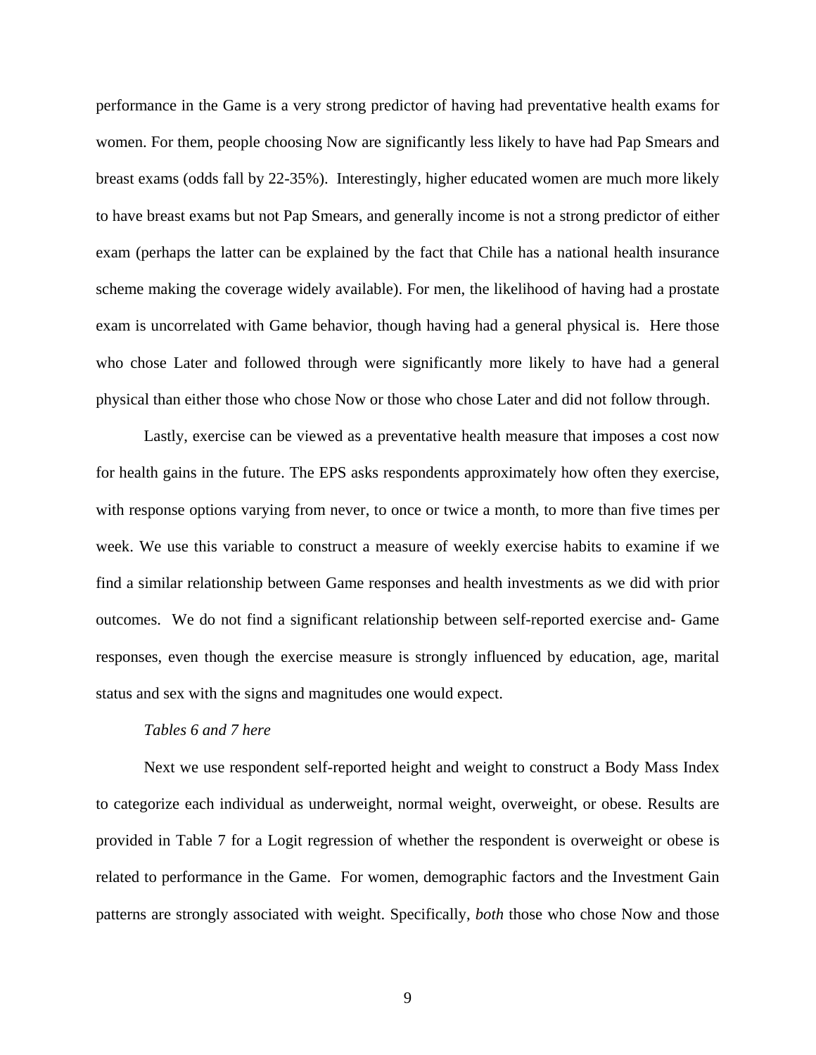performance in the Game is a very strong predictor of having had preventative health exams for women. For them, people choosing Now are significantly less likely to have had Pap Smears and breast exams (odds fall by 22-35%). Interestingly, higher educated women are much more likely to have breast exams but not Pap Smears, and generally income is not a strong predictor of either exam (perhaps the latter can be explained by the fact that Chile has a national health insurance scheme making the coverage widely available). For men, the likelihood of having had a prostate exam is uncorrelated with Game behavior, though having had a general physical is. Here those who chose Later and followed through were significantly more likely to have had a general physical than either those who chose Now or those who chose Later and did not follow through.

Lastly, exercise can be viewed as a preventative health measure that imposes a cost now for health gains in the future. The EPS asks respondents approximately how often they exercise, with response options varying from never, to once or twice a month, to more than five times per week. We use this variable to construct a measure of weekly exercise habits to examine if we find a similar relationship between Game responses and health investments as we did with prior outcomes. We do not find a significant relationship between self-reported exercise and- Game responses, even though the exercise measure is strongly influenced by education, age, marital status and sex with the signs and magnitudes one would expect.

*Tables 6 and 7 here*

Next we use respondent self-reported height and weight to construct a Body Mass Index to categorize each individual as underweight, normal weight, overweight, or obese. Results are provided in Table 7 for a Logit regression of whether the respondent is overweight or obese is related to performance in the Game. For women, demographic factors and the Investment Gain patterns are strongly associated with weight. Specifically, *both* those who chose Now and those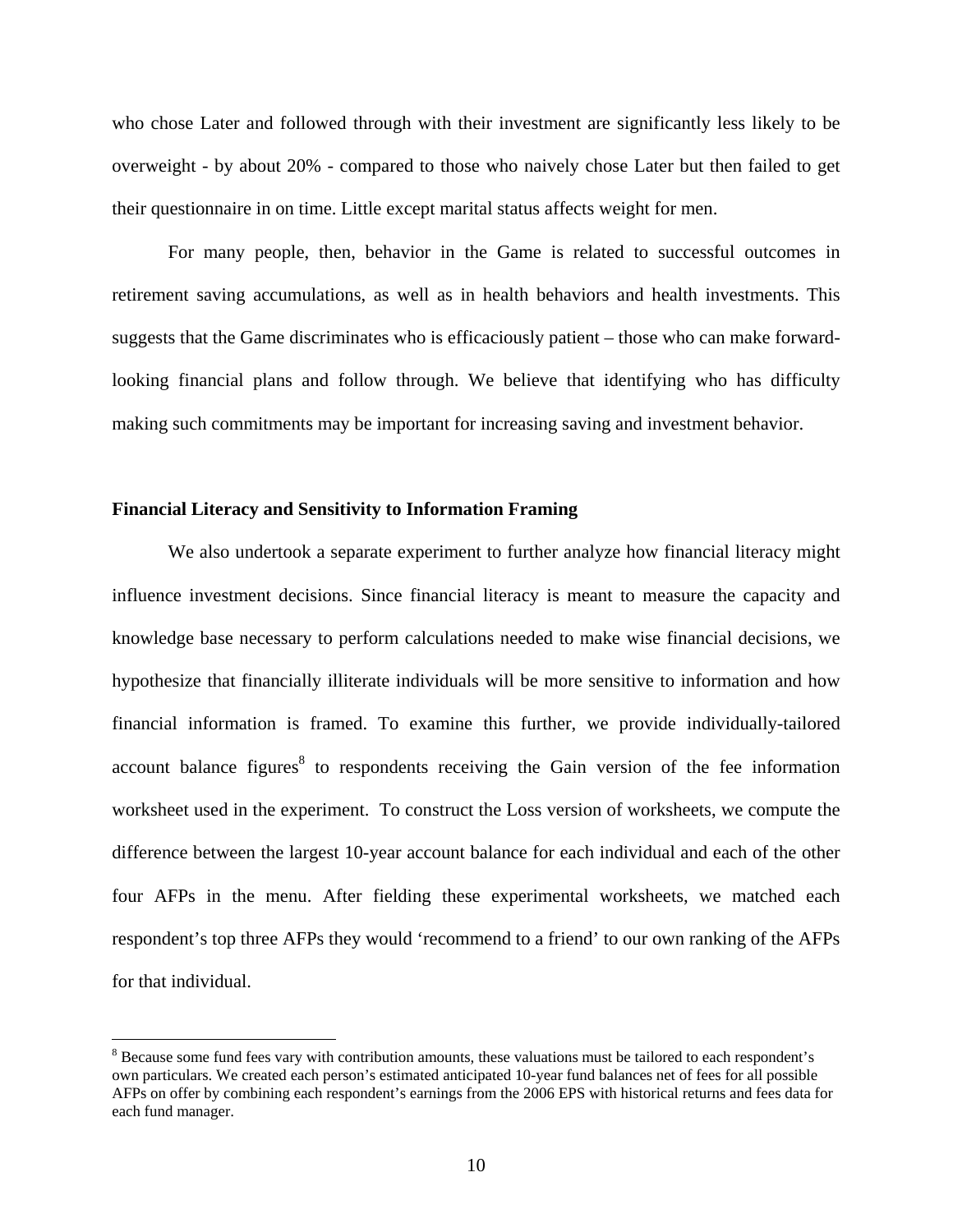who chose Later and followed through with their investment are significantly less likely to be overweight - by about 20% - compared to those who naively chose Later but then failed to get their questionnaire in on time. Little except marital status affects weight for men.

For many people, then, behavior in the Game is related to successful outcomes in retirement saving accumulations, as well as in health behaviors and health investments. This suggests that the Game discriminates who is efficaciously patient – those who can make forward-looking financial plans and follow through. We believe that identifying who has difficulty making such commitments may be important for increasing saving and investment behavior.

**Financial Literacy and Sensitivity to Information Framing**

We also undertook a separate experiment to further analyze how financial literacy might influence investment decisions. Since financial literacy is meant to measure the capacity and knowledge base necessary to perform calculations needed to make wise financial decisions, we hypothesize that financially illiterate individuals will be more sensitive to information and how financial information is framed. To examine this further, we provide individually-tailored account balance figures[8] to respondents receiving the Gain version of the fee information worksheet used in the experiment. To construct the Loss version of worksheets, we compute the difference between the largest 10-year account balance for each individual and each of the other four AFPs in the menu. After fielding these experimental worksheets, we matched each respondent's top three AFPs they would 'recommend to a friend' to our own ranking of the AFPs for that individual.

[8] Because some fund fees vary with contribution amounts, these valuations must be tailored to each respondent's own particulars. We created each person's estimated anticipated 10-year fund balances net of fees for all possible AFPs on offer by combining each respondent's earnings from the 2006 EPS with historical returns and fees data for each fund manager.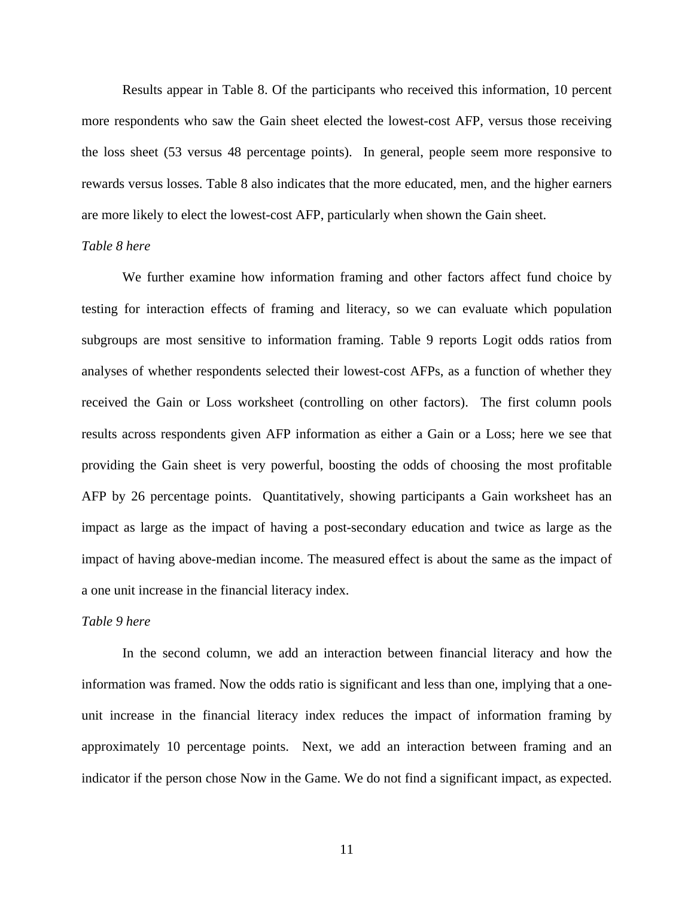Results appear in Table 8. Of the participants who received this information, 10 percent more respondents who saw the Gain sheet elected the lowest-cost AFP, versus those receiving the loss sheet (53 versus 48 percentage points). In general, people seem more responsive to rewards versus losses. Table 8 also indicates that the more educated, men, and the higher earners are more likely to elect the lowest-cost AFP, particularly when shown the Gain sheet.

*Table 8 here*

We further examine how information framing and other factors affect fund choice by testing for interaction effects of framing and literacy, so we can evaluate which population subgroups are most sensitive to information framing. Table 9 reports Logit odds ratios from analyses of whether respondents selected their lowest-cost AFPs, as a function of whether they received the Gain or Loss worksheet (controlling on other factors). The first column pools results across respondents given AFP information as either a Gain or a Loss; here we see that providing the Gain sheet is very powerful, boosting the odds of choosing the most profitable AFP by 26 percentage points. Quantitatively, showing participants a Gain worksheet has an impact as large as the impact of having a post-secondary education and twice as large as the impact of having above-median income. The measured effect is about the same as the impact of a one unit increase in the financial literacy index.

*Table 9 here*

In the second column, we add an interaction between financial literacy and how the information was framed. Now the odds ratio is significant and less than one, implying that a one-unit increase in the financial literacy index reduces the impact of information framing by approximately 10 percentage points. Next, we add an interaction between framing and an indicator if the person chose Now in the Game. We do not find a significant impact, as expected.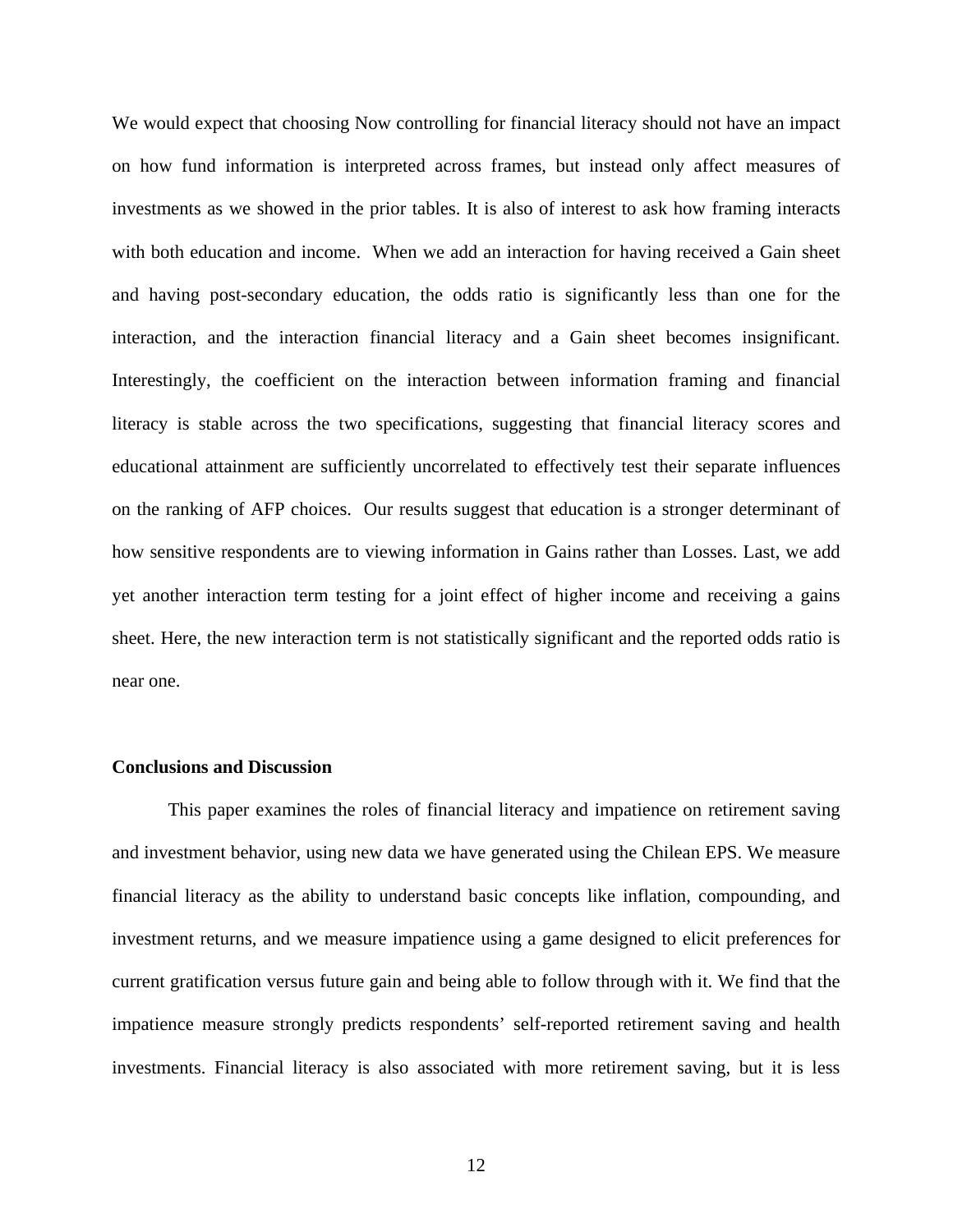We would expect that choosing Now controlling for financial literacy should not have an impact on how fund information is interpreted across frames, but instead only affect measures of investments as we showed in the prior tables. It is also of interest to ask how framing interacts with both education and income. When we add an interaction for having received a Gain sheet and having post-secondary education, the odds ratio is significantly less than one for the interaction, and the interaction financial literacy and a Gain sheet becomes insignificant. Interestingly, the coefficient on the interaction between information framing and financial literacy is stable across the two specifications, suggesting that financial literacy scores and educational attainment are sufficiently uncorrelated to effectively test their separate influences on the ranking of AFP choices. Our results suggest that education is a stronger determinant of how sensitive respondents are to viewing information in Gains rather than Losses. Last, we add yet another interaction term testing for a joint effect of higher income and receiving a gains sheet. Here, the new interaction term is not statistically significant and the reported odds ratio is near one.

## Conclusions and Discussion

This paper examines the roles of financial literacy and impatience on retirement saving and investment behavior, using new data we have generated using the Chilean EPS. We measure financial literacy as the ability to understand basic concepts like inflation, compounding, and investment returns, and we measure impatience using a game designed to elicit preferences for current gratification versus future gain and being able to follow through with it. We find that the impatience measure strongly predicts respondents' self-reported retirement saving and health investments. Financial literacy is also associated with more retirement saving, but it is less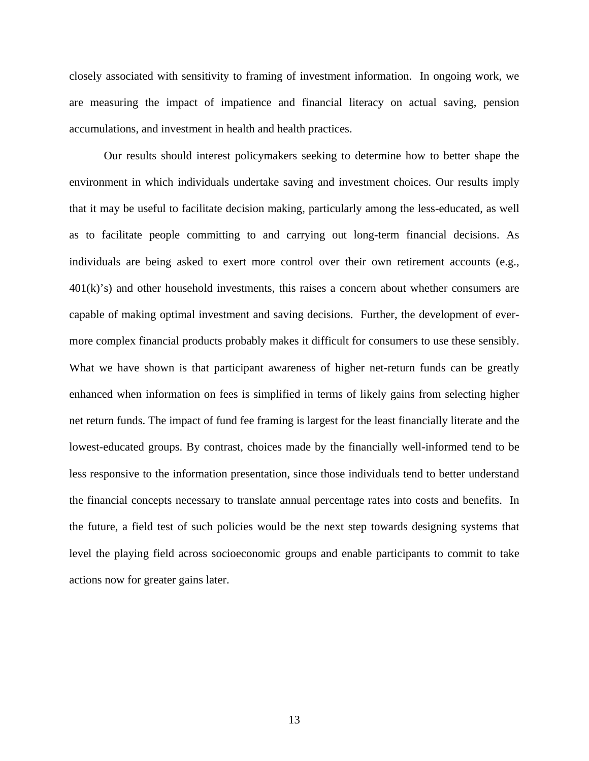closely associated with sensitivity to framing of investment information. In ongoing work, we are measuring the impact of impatience and financial literacy on actual saving, pension accumulations, and investment in health and health practices.

Our results should interest policymakers seeking to determine how to better shape the environment in which individuals undertake saving and investment choices. Our results imply that it may be useful to facilitate decision making, particularly among the less-educated, as well as to facilitate people committing to and carrying out long-term financial decisions. As individuals are being asked to exert more control over their own retirement accounts (e.g., 401(k)'s) and other household investments, this raises a concern about whether consumers are capable of making optimal investment and saving decisions. Further, the development of ever-more complex financial products probably makes it difficult for consumers to use these sensibly. What we have shown is that participant awareness of higher net-return funds can be greatly enhanced when information on fees is simplified in terms of likely gains from selecting higher net return funds. The impact of fund fee framing is largest for the least financially literate and the lowest-educated groups. By contrast, choices made by the financially well-informed tend to be less responsive to the information presentation, since those individuals tend to better understand the financial concepts necessary to translate annual percentage rates into costs and benefits. In the future, a field test of such policies would be the next step towards designing systems that level the playing field across socioeconomic groups and enable participants to commit to take actions now for greater gains later.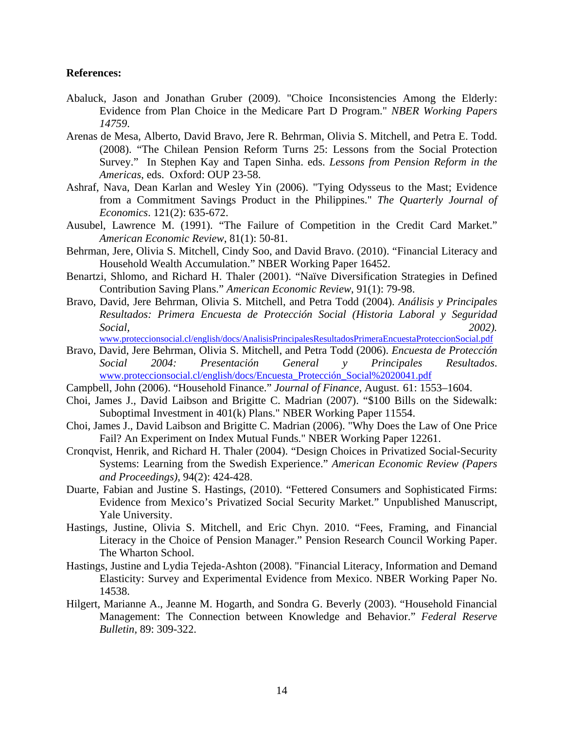**References:**

- Abaluck, Jason and Jonathan Gruber (2009). "Choice Inconsistencies Among the Elderly: Evidence from Plan Choice in the Medicare Part D Program." *NBER Working Papers 14759*.
- Arenas de Mesa, Alberto, David Bravo, Jere R. Behrman, Olivia S. Mitchell, and Petra E. Todd. (2008). "The Chilean Pension Reform Turns 25: Lessons from the Social Protection Survey." In Stephen Kay and Tapen Sinha. eds. *Lessons from Pension Reform in the Americas*, eds. Oxford: OUP 23-58.
- Ashraf, Nava, Dean Karlan and Wesley Yin (2006). "Tying Odysseus to the Mast; Evidence from a Commitment Savings Product in the Philippines." *The Quarterly Journal of Economics*. 121(2): 635-672.
- Ausubel, Lawrence M. (1991). "The Failure of Competition in the Credit Card Market." *American Economic Review*, 81(1): 50-81.
- Behrman, Jere, Olivia S. Mitchell, Cindy Soo, and David Bravo. (2010). "Financial Literacy and Household Wealth Accumulation." NBER Working Paper 16452.
- Benartzi, Shlomo, and Richard H. Thaler (2001). "Naïve Diversification Strategies in Defined Contribution Saving Plans." *American Economic Review*, 91(1): 79-98.
- Bravo, David, Jere Behrman, Olivia S. Mitchell, and Petra Todd (2004). *Análisis y Principales Resultados: Primera Encuesta de Protección Social (Historia Laboral y Seguridad Social, 2002).* www.proteccionsocial.cl/english/docs/AnalisisPrincipalesResultadosPrimeraEncuestaProteccionSocial.pdf
- Bravo, David, Jere Behrman, Olivia S. Mitchell, and Petra Todd (2006). *Encuesta de Protección Social 2004: Presentación General y Principales Resultados*. www.proteccionsocial.cl/english/docs/Encuesta_Protección_Social%2020041.pdf
- Campbell, John (2006). "Household Finance." *Journal of Finance*, August. 61: 1553–1604.
- Choi, James J., David Laibson and Brigitte C. Madrian (2007). "$100 Bills on the Sidewalk: Suboptimal Investment in 401(k) Plans." NBER Working Paper 11554.
- Choi, James J., David Laibson and Brigitte C. Madrian (2006). "Why Does the Law of One Price Fail? An Experiment on Index Mutual Funds." NBER Working Paper 12261.
- Cronqvist, Henrik, and Richard H. Thaler (2004). "Design Choices in Privatized Social-Security Systems: Learning from the Swedish Experience." *American Economic Review (Papers and Proceedings)*, 94(2): 424-428.
- Duarte, Fabian and Justine S. Hastings, (2010). "Fettered Consumers and Sophisticated Firms: Evidence from Mexico's Privatized Social Security Market." Unpublished Manuscript, Yale University.
- Hastings, Justine, Olivia S. Mitchell, and Eric Chyn. 2010. "Fees, Framing, and Financial Literacy in the Choice of Pension Manager." Pension Research Council Working Paper. The Wharton School.
- Hastings, Justine and Lydia Tejeda-Ashton (2008). "Financial Literacy, Information and Demand Elasticity: Survey and Experimental Evidence from Mexico. NBER Working Paper No. 14538.
- Hilgert, Marianne A., Jeanne M. Hogarth, and Sondra G. Beverly (2003). "Household Financial Management: The Connection between Knowledge and Behavior." *Federal Reserve Bulletin*, 89: 309-322.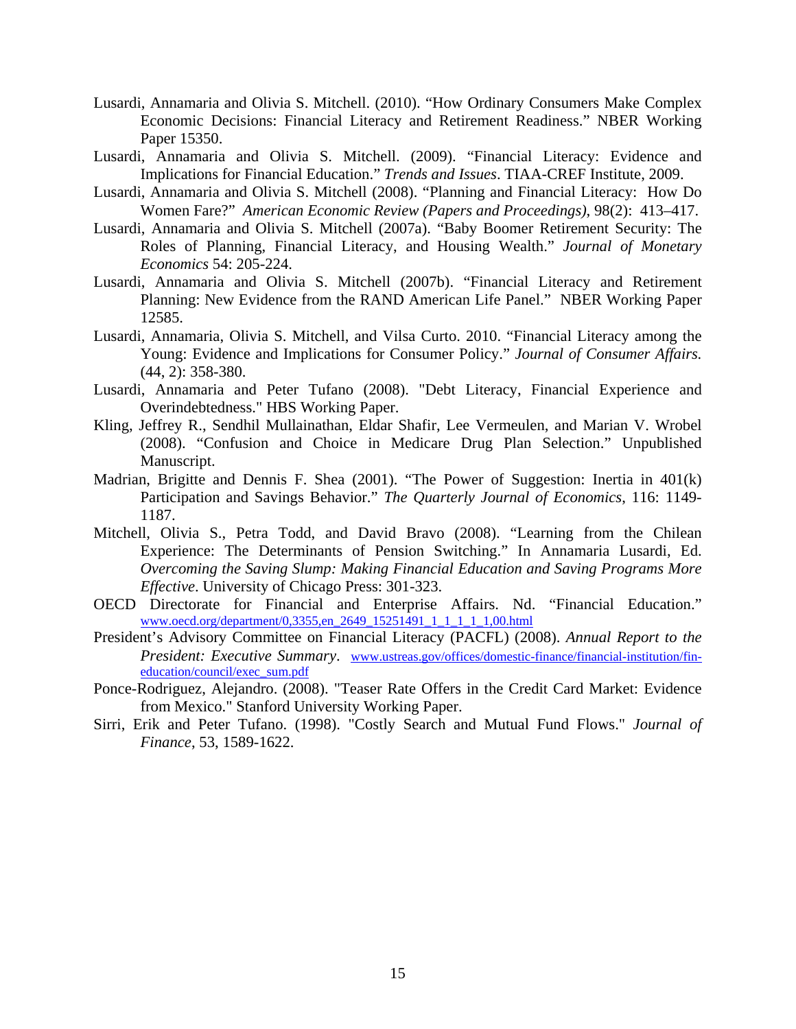Lusardi, Annamaria and Olivia S. Mitchell. (2010). "How Ordinary Consumers Make Complex Economic Decisions: Financial Literacy and Retirement Readiness." NBER Working Paper 15350.

Lusardi, Annamaria and Olivia S. Mitchell. (2009). "Financial Literacy: Evidence and Implications for Financial Education." *Trends and Issues*. TIAA-CREF Institute, 2009.

Lusardi, Annamaria and Olivia S. Mitchell (2008). "Planning and Financial Literacy: How Do Women Fare?" *American Economic Review (Papers and Proceedings)*, 98(2): 413–417.

Lusardi, Annamaria and Olivia S. Mitchell (2007a). "Baby Boomer Retirement Security: The Roles of Planning, Financial Literacy, and Housing Wealth." *Journal of Monetary Economics* 54: 205-224.

Lusardi, Annamaria and Olivia S. Mitchell (2007b). "Financial Literacy and Retirement Planning: New Evidence from the RAND American Life Panel." NBER Working Paper 12585.

Lusardi, Annamaria, Olivia S. Mitchell, and Vilsa Curto. 2010. "Financial Literacy among the Young: Evidence and Implications for Consumer Policy." *Journal of Consumer Affairs.* (44, 2): 358-380.

Lusardi, Annamaria and Peter Tufano (2008). "Debt Literacy, Financial Experience and Overindebtedness." HBS Working Paper.

Kling, Jeffrey R., Sendhil Mullainathan, Eldar Shafir, Lee Vermeulen, and Marian V. Wrobel (2008). "Confusion and Choice in Medicare Drug Plan Selection." Unpublished Manuscript.

Madrian, Brigitte and Dennis F. Shea (2001). "The Power of Suggestion: Inertia in 401(k) Participation and Savings Behavior." *The Quarterly Journal of Economics*, 116: 1149-1187.

Mitchell, Olivia S., Petra Todd, and David Bravo (2008). "Learning from the Chilean Experience: The Determinants of Pension Switching." In Annamaria Lusardi, Ed. *Overcoming the Saving Slump: Making Financial Education and Saving Programs More Effective*. University of Chicago Press: 301-323.

OECD Directorate for Financial and Enterprise Affairs. Nd. "Financial Education." www.oecd.org/department/0,3355,en_2649_15251491_1_1_1_1_1,00.html

President's Advisory Committee on Financial Literacy (PACFL) (2008). *Annual Report to the President: Executive Summary*. www.ustreas.gov/offices/domestic-finance/financial-institution/fin-education/council/exec_sum.pdf

Ponce-Rodriguez, Alejandro. (2008). "Teaser Rate Offers in the Credit Card Market: Evidence from Mexico." Stanford University Working Paper.

Sirri, Erik and Peter Tufano. (1998). "Costly Search and Mutual Fund Flows." *Journal of Finance*, 53, 1589-1622.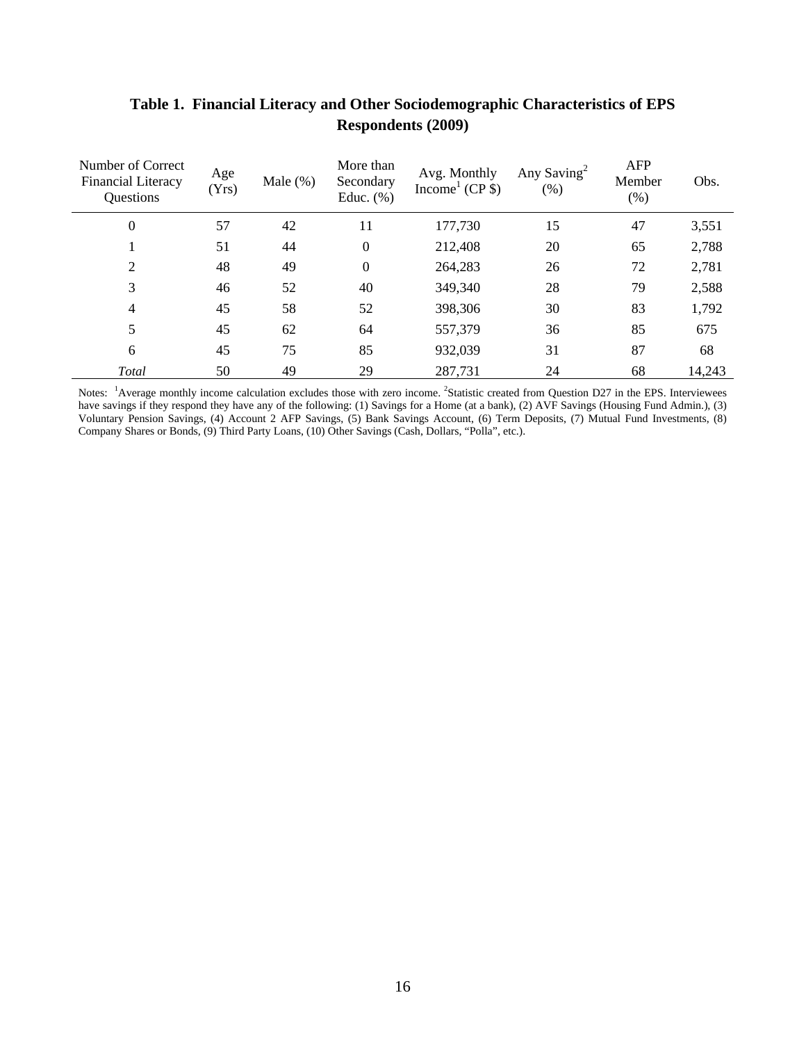**Table 1. Financial Literacy and Other Sociodemographic Characteristics of EPS Respondents (2009)**

| Number of Correct Financial Literacy Questions | Age (Yrs) | Male (%) | More than Secondary Educ. (%) | Avg. Monthly Income[1] (CP $) | Any Saving[2] (%) | AFP Member (%) | Obs. |
|---|---|---|---|---|---|---|---|
| 0 | 57 | 42 | 11 | 177,730 | 15 | 47 | 3,551 |
| 1 | 51 | 44 | 0 | 212,408 | 20 | 65 | 2,788 |
| 2 | 48 | 49 | 0 | 264,283 | 26 | 72 | 2,781 |
| 3 | 46 | 52 | 40 | 349,340 | 28 | 79 | 2,588 |
| 4 | 45 | 58 | 52 | 398,306 | 30 | 83 | 1,792 |
| 5 | 45 | 62 | 64 | 557,379 | 36 | 85 | 675 |
| 6 | 45 | 75 | 85 | 932,039 | 31 | 87 | 68 |
| *Total* | 50 | 49 | 29 | 287,731 | 24 | 68 | 14,243 |

Notes: [1]Average monthly income calculation excludes those with zero income. [2]Statistic created from Question D27 in the EPS. Interviewees have savings if they respond they have any of the following: (1) Savings for a Home (at a bank), (2) AVF Savings (Housing Fund Admin.), (3) Voluntary Pension Savings, (4) Account 2 AFP Savings, (5) Bank Savings Account, (6) Term Deposits, (7) Mutual Fund Investments, (8) Company Shares or Bonds, (9) Third Party Loans, (10) Other Savings (Cash, Dollars, "Polla", etc.).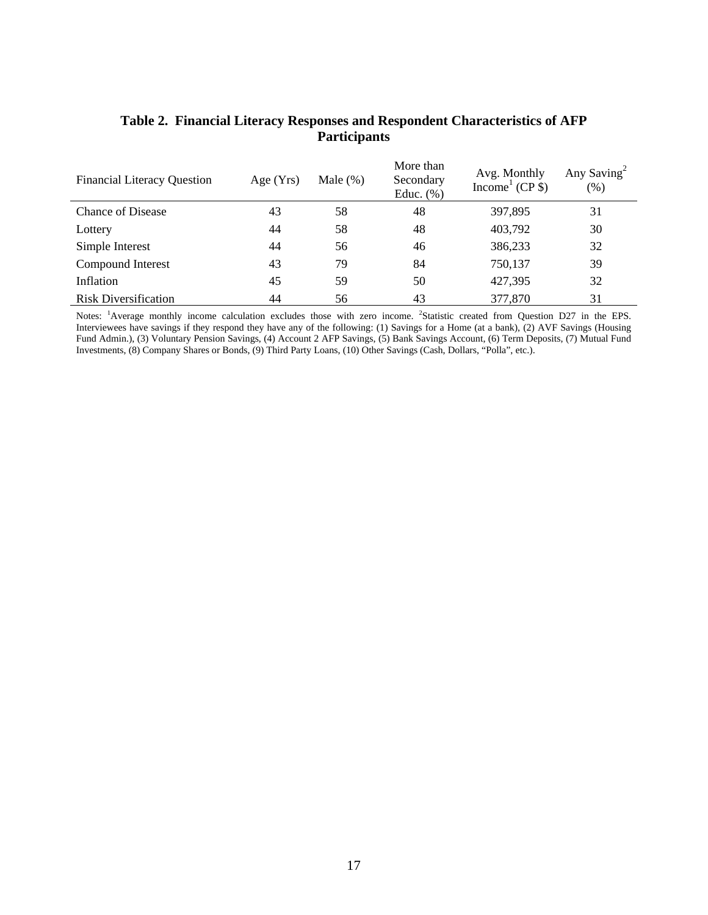**Table 2. Financial Literacy Responses and Respondent Characteristics of AFP Participants**

| Financial Literacy Question | Age (Yrs) | Male (%) | More than Secondary Educ. (%) | Avg. Monthly Income[1] (CP $) | Any Saving[2] (%) |
|---|---|---|---|---|---|
| Chance of Disease | 43 | 58 | 48 | 397,895 | 31 |
| Lottery | 44 | 58 | 48 | 403,792 | 30 |
| Simple Interest | 44 | 56 | 46 | 386,233 | 32 |
| Compound Interest | 43 | 79 | 84 | 750,137 | 39 |
| Inflation | 45 | 59 | 50 | 427,395 | 32 |
| Risk Diversification | 44 | 56 | 43 | 377,870 | 31 |

Notes: [1]Average monthly income calculation excludes those with zero income. [2]Statistic created from Question D27 in the EPS. Interviewees have savings if they respond they have any of the following: (1) Savings for a Home (at a bank), (2) AVF Savings (Housing Fund Admin.), (3) Voluntary Pension Savings, (4) Account 2 AFP Savings, (5) Bank Savings Account, (6) Term Deposits, (7) Mutual Fund Investments, (8) Company Shares or Bonds, (9) Third Party Loans, (10) Other Savings (Cash, Dollars, "Polla", etc.).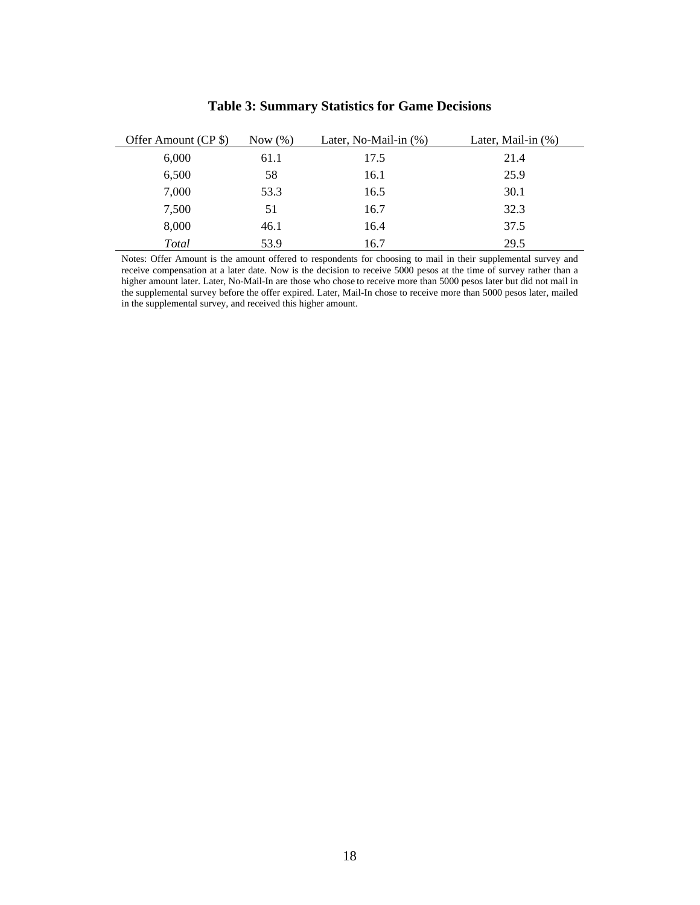**Table 3: Summary Statistics for Game Decisions**

| Offer Amount (CP $) | Now (%) | Later, No-Mail-in (%) | Later, Mail-in (%) |
|---|---|---|---|
| 6,000 | 61.1 | 17.5 | 21.4 |
| 6,500 | 58 | 16.1 | 25.9 |
| 7,000 | 53.3 | 16.5 | 30.1 |
| 7,500 | 51 | 16.7 | 32.3 |
| 8,000 | 46.1 | 16.4 | 37.5 |
| *Total* | 53.9 | 16.7 | 29.5 |

Notes: Offer Amount is the amount offered to respondents for choosing to mail in their supplemental survey and receive compensation at a later date. Now is the decision to receive 5000 pesos at the time of survey rather than a higher amount later. Later, No-Mail-In are those who chose to receive more than 5000 pesos later but did not mail in the supplemental survey before the offer expired. Later, Mail-In chose to receive more than 5000 pesos later, mailed in the supplemental survey, and received this higher amount.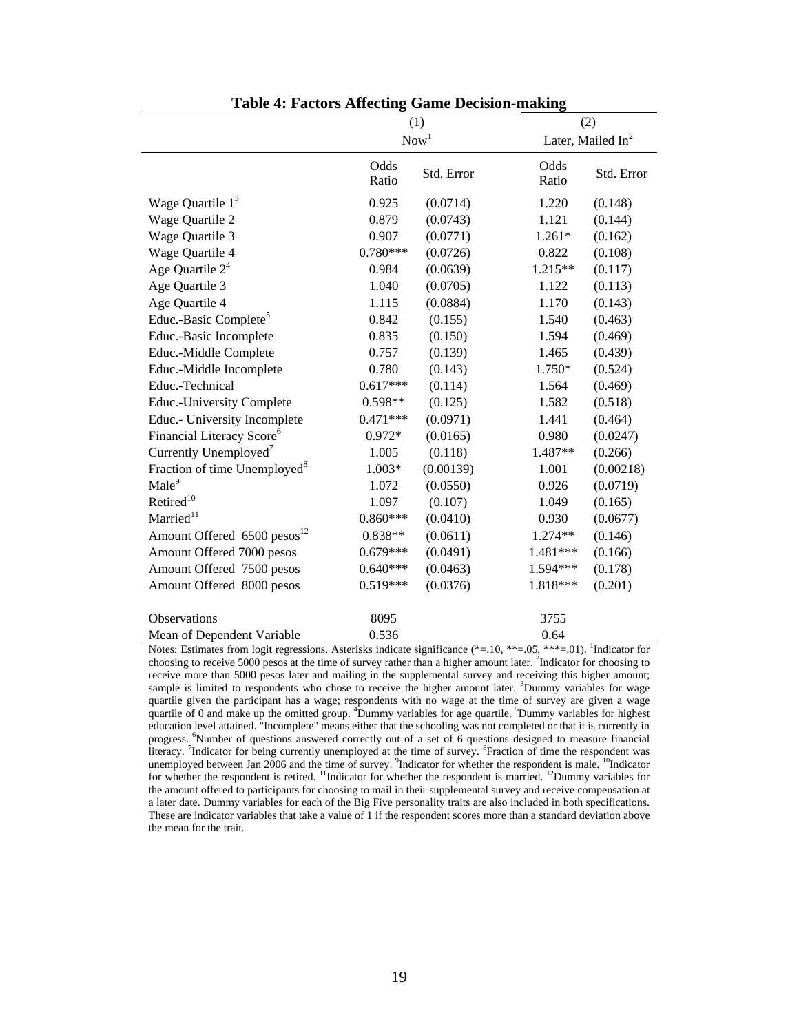**Table 4: Factors Affecting Game Decision-making**

| | (1) | | (2) | |
|---|---|---|---|---|
| | Now[1] | | Later, Mailed In[2] | |
| | Odds Ratio | Std. Error | Odds Ratio | Std. Error |
| Wage Quartile 1[3] | 0.925 | (0.0714) | 1.220 | (0.148) |
| Wage Quartile 2 | 0.879 | (0.0743) | 1.121 | (0.144) |
| Wage Quartile 3 | 0.907 | (0.0771) | 1.261* | (0.162) |
| Wage Quartile 4 | 0.780*** | (0.0726) | 0.822 | (0.108) |
| Age Quartile 2[4] | 0.984 | (0.0639) | 1.215** | (0.117) |
| Age Quartile 3 | 1.040 | (0.0705) | 1.122 | (0.113) |
| Age Quartile 4 | 1.115 | (0.0884) | 1.170 | (0.143) |
| Educ.-Basic Complete[5] | 0.842 | (0.155) | 1.540 | (0.463) |
| Educ.-Basic Incomplete | 0.835 | (0.150) | 1.594 | (0.469) |
| Educ.-Middle Complete | 0.757 | (0.139) | 1.465 | (0.439) |
| Educ.-Middle Incomplete | 0.780 | (0.143) | 1.750* | (0.524) |
| Educ.-Technical | 0.617*** | (0.114) | 1.564 | (0.469) |
| Educ.-University Complete | 0.598** | (0.125) | 1.582 | (0.518) |
| Educ.- University Incomplete | 0.471*** | (0.0971) | 1.441 | (0.464) |
| Financial Literacy Score[6] | 0.972* | (0.0165) | 0.980 | (0.0247) |
| Currently Unemployed[7] | 1.005 | (0.118) | 1.487** | (0.266) |
| Fraction of time Unemployed[8] | 1.003* | (0.00139) | 1.001 | (0.00218) |
| Male[9] | 1.072 | (0.0550) | 0.926 | (0.0719) |
| Retired[10] | 1.097 | (0.107) | 1.049 | (0.165) |
| Married[11] | 0.860*** | (0.0410) | 0.930 | (0.0677) |
| Amount Offered 6500 pesos[12] | 0.838** | (0.0611) | 1.274** | (0.146) |
| Amount Offered 7000 pesos | 0.679*** | (0.0491) | 1.481*** | (0.166) |
| Amount Offered 7500 pesos | 0.640*** | (0.0463) | 1.594*** | (0.178) |
| Amount Offered 8000 pesos | 0.519*** | (0.0376) | 1.818*** | (0.201) |
| Observations | 8095 | | 3755 | |
| Mean of Dependent Variable | 0.536 | | 0.64 | |

Notes: Estimates from logit regressions. Asterisks indicate significance (*=.10, **=.05, ***=.01). [1]Indicator for choosing to receive 5000 pesos at the time of survey rather than a higher amount later. [2]Indicator for choosing to receive more than 5000 pesos later and mailing in the supplemental survey and receiving this higher amount; sample is limited to respondents who chose to receive the higher amount later. [3]Dummy variables for wage quartile given the participant has a wage; respondents with no wage at the time of survey are given a wage quartile of 0 and make up the omitted group. [4]Dummy variables for age quartile. [5]Dummy variables for highest education level attained. "Incomplete" means either that the schooling was not completed or that it is currently in progress. [6]Number of questions answered correctly out of a set of 6 questions designed to measure financial literacy. [7]Indicator for being currently unemployed at the time of survey. [8]Fraction of time the respondent was unemployed between Jan 2006 and the time of survey. [9]Indicator for whether the respondent is male. [10]Indicator for whether the respondent is retired. [11]Indicator for whether the respondent is married. [12]Dummy variables for the amount offered to participants for choosing to mail in their supplemental survey and receive compensation at a later date. Dummy variables for each of the Big Five personality traits are also included in both specifications. These are indicator variables that take a value of 1 if the respondent scores more than a standard deviation above the mean for the trait.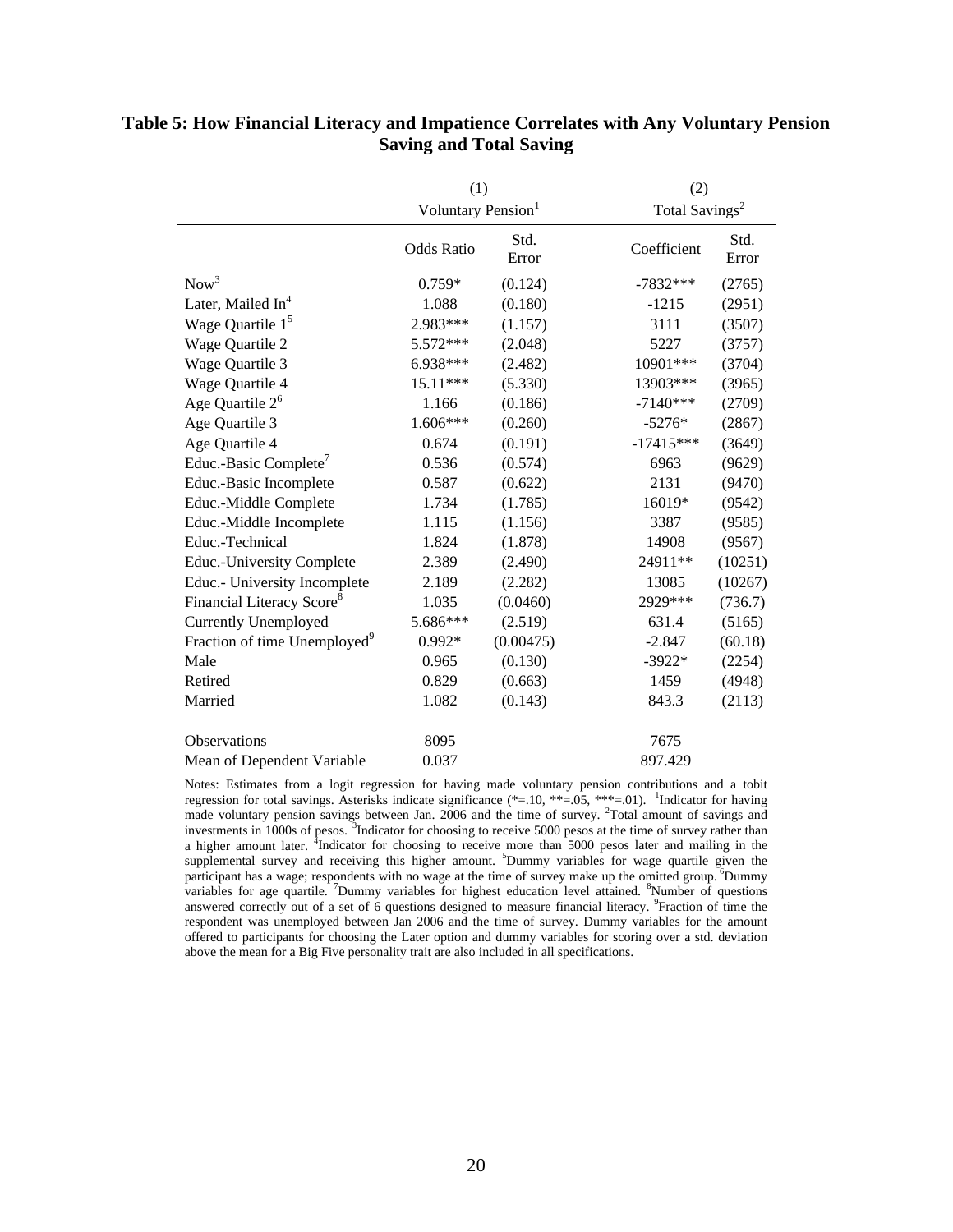**Table 5: How Financial Literacy and Impatience Correlates with Any Voluntary Pension Saving and Total Saving**

| | (1) Voluntary Pension[1] | | (2) Total Savings[2] | |
|---|---|---|---|---|
| | Odds Ratio | Std. Error | Coefficient | Std. Error |
| Now[3] | 0.759* | (0.124) | -7832*** | (2765) |
| Later, Mailed In[4] | 1.088 | (0.180) | -1215 | (2951) |
| Wage Quartile 1[5] | 2.983*** | (1.157) | 3111 | (3507) |
| Wage Quartile 2 | 5.572*** | (2.048) | 5227 | (3757) |
| Wage Quartile 3 | 6.938*** | (2.482) | 10901*** | (3704) |
| Wage Quartile 4 | 15.11*** | (5.330) | 13903*** | (3965) |
| Age Quartile 2[6] | 1.166 | (0.186) | -7140*** | (2709) |
| Age Quartile 3 | 1.606*** | (0.260) | -5276* | (2867) |
| Age Quartile 4 | 0.674 | (0.191) | -17415*** | (3649) |
| Educ.-Basic Complete[7] | 0.536 | (0.574) | 6963 | (9629) |
| Educ.-Basic Incomplete | 0.587 | (0.622) | 2131 | (9470) |
| Educ.-Middle Complete | 1.734 | (1.785) | 16019* | (9542) |
| Educ.-Middle Incomplete | 1.115 | (1.156) | 3387 | (9585) |
| Educ.-Technical | 1.824 | (1.878) | 14908 | (9567) |
| Educ.-University Complete | 2.389 | (2.490) | 24911** | (10251) |
| Educ.- University Incomplete | 2.189 | (2.282) | 13085 | (10267) |
| Financial Literacy Score[8] | 1.035 | (0.0460) | 2929*** | (736.7) |
| Currently Unemployed | 5.686*** | (2.519) | 631.4 | (5165) |
| Fraction of time Unemployed[9] | 0.992* | (0.00475) | -2.847 | (60.18) |
| Male | 0.965 | (0.130) | -3922* | (2254) |
| Retired | 0.829 | (0.663) | 1459 | (4948) |
| Married | 1.082 | (0.143) | 843.3 | (2113) |
| Observations | 8095 | | 7675 | |
| Mean of Dependent Variable | 0.037 | | 897.429 | |

Notes: Estimates from a logit regression for having made voluntary pension contributions and a tobit regression for total savings. Asterisks indicate significance (*=.10, **=.05, ***=.01). [1]Indicator for having made voluntary pension savings between Jan. 2006 and the time of survey. [2]Total amount of savings and investments in 1000s of pesos. [3]Indicator for choosing to receive 5000 pesos at the time of survey rather than a higher amount later. [4]Indicator for choosing to receive more than 5000 pesos later and mailing in the supplemental survey and receiving this higher amount. [5]Dummy variables for wage quartile given the participant has a wage; respondents with no wage at the time of survey make up the omitted group. [6]Dummy variables for age quartile. [7]Dummy variables for highest education level attained. [8]Number of questions answered correctly out of a set of 6 questions designed to measure financial literacy. [9]Fraction of time the respondent was unemployed between Jan 2006 and the time of survey. Dummy variables for the amount offered to participants for choosing the Later option and dummy variables for scoring over a std. deviation above the mean for a Big Five personality trait are also included in all specifications.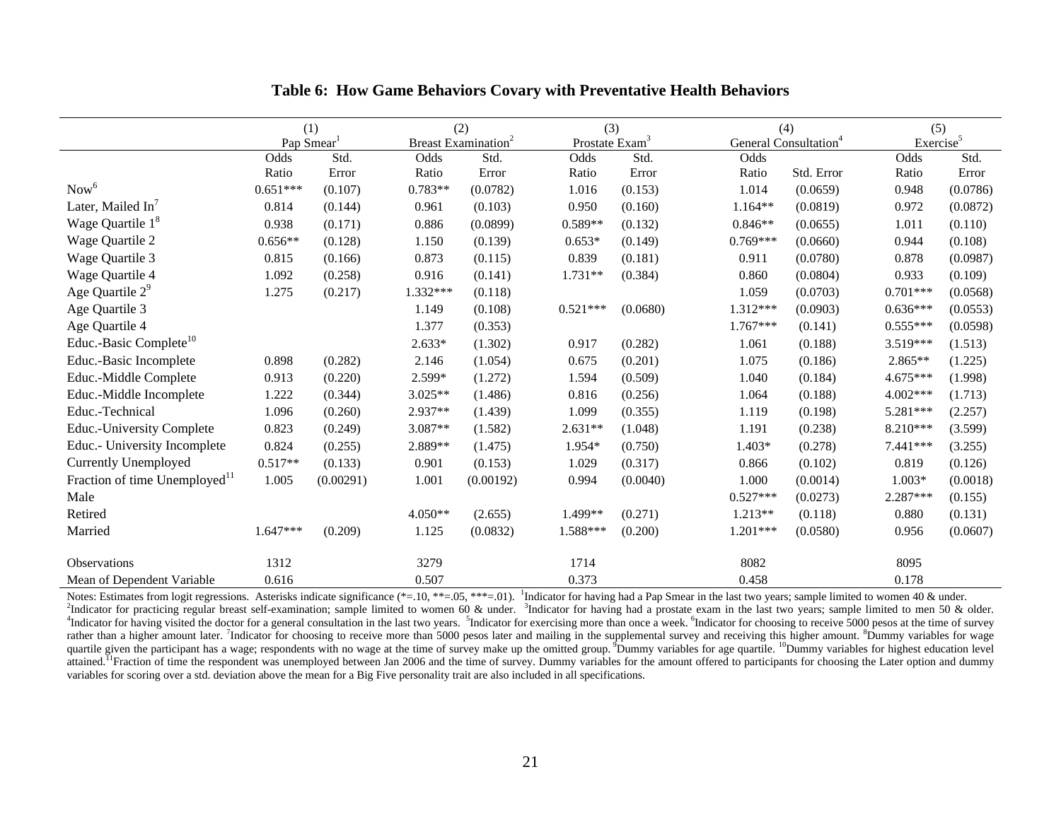# Table 6: How Game Behaviors Covary with Preventative Health Behaviors

| | (1) Pap Smear[1] | | (2) Breast Examination[2] | | (3) Prostate Exam[3] | | (4) General Consultation[4] | | (5) Exercise[5] | |
|---|---|---|---|---|---|---|---|---|---|---|
| | Odds Ratio | Std. Error | Odds Ratio | Std. Error | Odds Ratio | Std. Error | Odds Ratio | Std. Error | Odds Ratio | Std. Error |
| Now[6] | 0.651*** | (0.107) | 0.783** | (0.0782) | 1.016 | (0.153) | 1.014 | (0.0659) | 0.948 | (0.0786) |
| Later, Mailed In[7] | 0.814 | (0.144) | 0.961 | (0.103) | 0.950 | (0.160) | 1.164** | (0.0819) | 0.972 | (0.0872) |
| Wage Quartile 1[8] | 0.938 | (0.171) | 0.886 | (0.0899) | 0.589** | (0.132) | 0.846** | (0.0655) | 1.011 | (0.110) |
| Wage Quartile 2 | 0.656** | (0.128) | 1.150 | (0.139) | 0.653* | (0.149) | 0.769*** | (0.0660) | 0.944 | (0.108) |
| Wage Quartile 3 | 0.815 | (0.166) | 0.873 | (0.115) | 0.839 | (0.181) | 0.911 | (0.0780) | 0.878 | (0.0987) |
| Wage Quartile 4 | 1.092 | (0.258) | 0.916 | (0.141) | 1.731** | (0.384) | 0.860 | (0.0804) | 0.933 | (0.109) |
| Age Quartile 2[9] | 1.275 | (0.217) | 1.332*** | (0.118) | | | 1.059 | (0.0703) | 0.701*** | (0.0568) |
| Age Quartile 3 | | | 1.149 | (0.108) | 0.521*** | (0.0680) | 1.312*** | (0.0903) | 0.636*** | (0.0553) |
| Age Quartile 4 | | | 1.377 | (0.353) | | | 1.767*** | (0.141) | 0.555*** | (0.0598) |
| Educ.-Basic Complete[10] | | | 2.633* | (1.302) | 0.917 | (0.282) | 1.061 | (0.188) | 3.519*** | (1.513) |
| Educ.-Basic Incomplete | 0.898 | (0.282) | 2.146 | (1.054) | 0.675 | (0.201) | 1.075 | (0.186) | 2.865** | (1.225) |
| Educ.-Middle Complete | 0.913 | (0.220) | 2.599* | (1.272) | 1.594 | (0.509) | 1.040 | (0.184) | 4.675*** | (1.998) |
| Educ.-Middle Incomplete | 1.222 | (0.344) | 3.025** | (1.486) | 0.816 | (0.256) | 1.064 | (0.188) | 4.002*** | (1.713) |
| Educ.-Technical | 1.096 | (0.260) | 2.937** | (1.439) | 1.099 | (0.355) | 1.119 | (0.198) | 5.281*** | (2.257) |
| Educ.-University Complete | 0.823 | (0.249) | 3.087** | (1.582) | 2.631** | (1.048) | 1.191 | (0.238) | 8.210*** | (3.599) |
| Educ.- University Incomplete | 0.824 | (0.255) | 2.889** | (1.475) | 1.954* | (0.750) | 1.403* | (0.278) | 7.441*** | (3.255) |
| Currently Unemployed | 0.517** | (0.133) | 0.901 | (0.153) | 1.029 | (0.317) | 0.866 | (0.102) | 0.819 | (0.126) |
| Fraction of time Unemployed[11] | 1.005 | (0.00291) | 1.001 | (0.00192) | 0.994 | (0.0040) | 1.000 | (0.0014) | 1.003* | (0.0018) |
| Male | | | | | | | 0.527*** | (0.0273) | 2.287*** | (0.155) |
| Retired | | | 4.050** | (2.655) | 1.499** | (0.271) | 1.213** | (0.118) | 0.880 | (0.131) |
| Married | 1.647*** | (0.209) | 1.125 | (0.0832) | 1.588*** | (0.200) | 1.201*** | (0.0580) | 0.956 | (0.0607) |
| Observations | 1312 | | 3279 | | 1714 | | 8082 | | 8095 | |
| Mean of Dependent Variable | 0.616 | | 0.507 | | 0.373 | | 0.458 | | 0.178 | |

Notes: Estimates from logit regressions. Asterisks indicate significance (*=.10, **=.05, ***=.01). [1]Indicator for having had a Pap Smear in the last two years; sample limited to women 40 & under. [2]Indicator for practicing regular breast self-examination; sample limited to women 60 & under. [3]Indicator for having had a prostate exam in the last two years; sample limited to men 50 & older. [4]Indicator for having visited the doctor for a general consultation in the last two years. [5]Indicator for exercising more than once a week. [6]Indicator for choosing to receive 5000 pesos at the time of survey rather than a higher amount later. [7]Indicator for choosing to receive more than 5000 pesos later and mailing in the supplemental survey and receiving this higher amount. [8]Dummy variables for wage quartile given the participant has a wage; respondents with no wage at the time of survey make up the omitted group. [9]Dummy variables for age quartile. [10]Dummy variables for highest education level attained. [11]Fraction of time the respondent was unemployed between Jan 2006 and the time of survey. Dummy variables for the amount offered to participants for choosing the Later option and dummy variables for scoring over a std. deviation above the mean for a Big Five personality trait are also included in all specifications.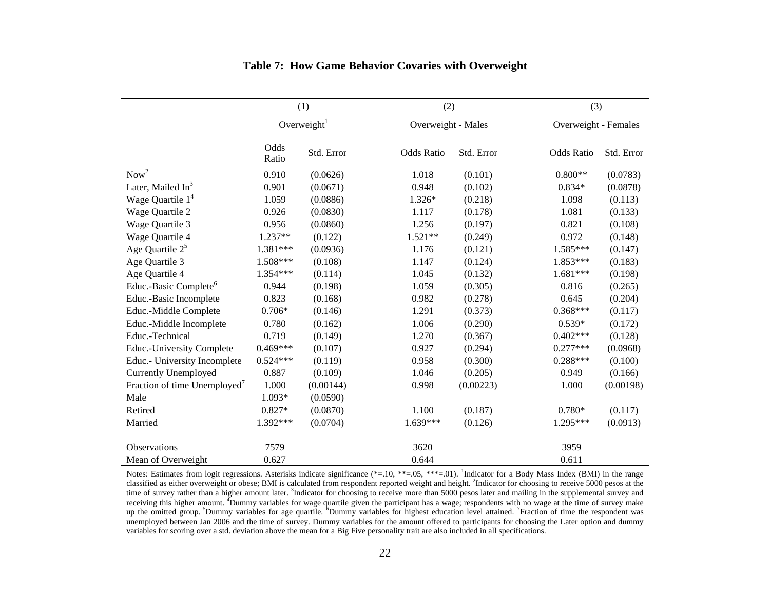# Table 7: How Game Behavior Covaries with Overweight

| | (1) | | (2) | | (3) | |
|---|---|---|---|---|---|---|
| | Overweight[1] | | Overweight - Males | | Overweight - Females | |
| | Odds Ratio | Std. Error | Odds Ratio | Std. Error | Odds Ratio | Std. Error |
| Now[2] | 0.910 | (0.0626) | 1.018 | (0.101) | 0.800** | (0.0783) |
| Later, Mailed In[3] | 0.901 | (0.0671) | 0.948 | (0.102) | 0.834* | (0.0878) |
| Wage Quartile 1[4] | 1.059 | (0.0886) | 1.326* | (0.218) | 1.098 | (0.113) |
| Wage Quartile 2 | 0.926 | (0.0830) | 1.117 | (0.178) | 1.081 | (0.133) |
| Wage Quartile 3 | 0.956 | (0.0860) | 1.256 | (0.197) | 0.821 | (0.108) |
| Wage Quartile 4 | 1.237** | (0.122) | 1.521** | (0.249) | 0.972 | (0.148) |
| Age Quartile 2[5] | 1.381*** | (0.0936) | 1.176 | (0.121) | 1.585*** | (0.147) |
| Age Quartile 3 | 1.508*** | (0.108) | 1.147 | (0.124) | 1.853*** | (0.183) |
| Age Quartile 4 | 1.354*** | (0.114) | 1.045 | (0.132) | 1.681*** | (0.198) |
| Educ.-Basic Complete[6] | 0.944 | (0.198) | 1.059 | (0.305) | 0.816 | (0.265) |
| Educ.-Basic Incomplete | 0.823 | (0.168) | 0.982 | (0.278) | 0.645 | (0.204) |
| Educ.-Middle Complete | 0.706* | (0.146) | 1.291 | (0.373) | 0.368*** | (0.117) |
| Educ.-Middle Incomplete | 0.780 | (0.162) | 1.006 | (0.290) | 0.539* | (0.172) |
| Educ.-Technical | 0.719 | (0.149) | 1.270 | (0.367) | 0.402*** | (0.128) |
| Educ.-University Complete | 0.469*** | (0.107) | 0.927 | (0.294) | 0.277*** | (0.0968) |
| Educ.- University Incomplete | 0.524*** | (0.119) | 0.958 | (0.300) | 0.288*** | (0.100) |
| Currently Unemployed | 0.887 | (0.109) | 1.046 | (0.205) | 0.949 | (0.166) |
| Fraction of time Unemployed[7] | 1.000 | (0.00144) | 0.998 | (0.00223) | 1.000 | (0.00198) |
| Male | 1.093* | (0.0590) | | | | |
| Retired | 0.827* | (0.0870) | 1.100 | (0.187) | 0.780* | (0.117) |
| Married | 1.392*** | (0.0704) | 1.639*** | (0.126) | 1.295*** | (0.0913) |
| Observations | 7579 | | 3620 | | 3959 | |
| Mean of Overweight | 0.627 | | 0.644 | | 0.611 | |

Notes: Estimates from logit regressions. Asterisks indicate significance (*=.10, **=.05, ***=.01). [1]Indicator for a Body Mass Index (BMI) in the range classified as either overweight or obese; BMI is calculated from respondent reported weight and height. [2]Indicator for choosing to receive 5000 pesos at the time of survey rather than a higher amount later. [3]Indicator for choosing to receive more than 5000 pesos later and mailing in the supplemental survey and receiving this higher amount. [4]Dummy variables for wage quartile given the participant has a wage; respondents with no wage at the time of survey make up the omitted group. [5]Dummy variables for age quartile. [6]Dummy variables for highest education level attained. [7]Fraction of time the respondent was unemployed between Jan 2006 and the time of survey. Dummy variables for the amount offered to participants for choosing the Later option and dummy variables for scoring over a std. deviation above the mean for a Big Five personality trait are also included in all specifications.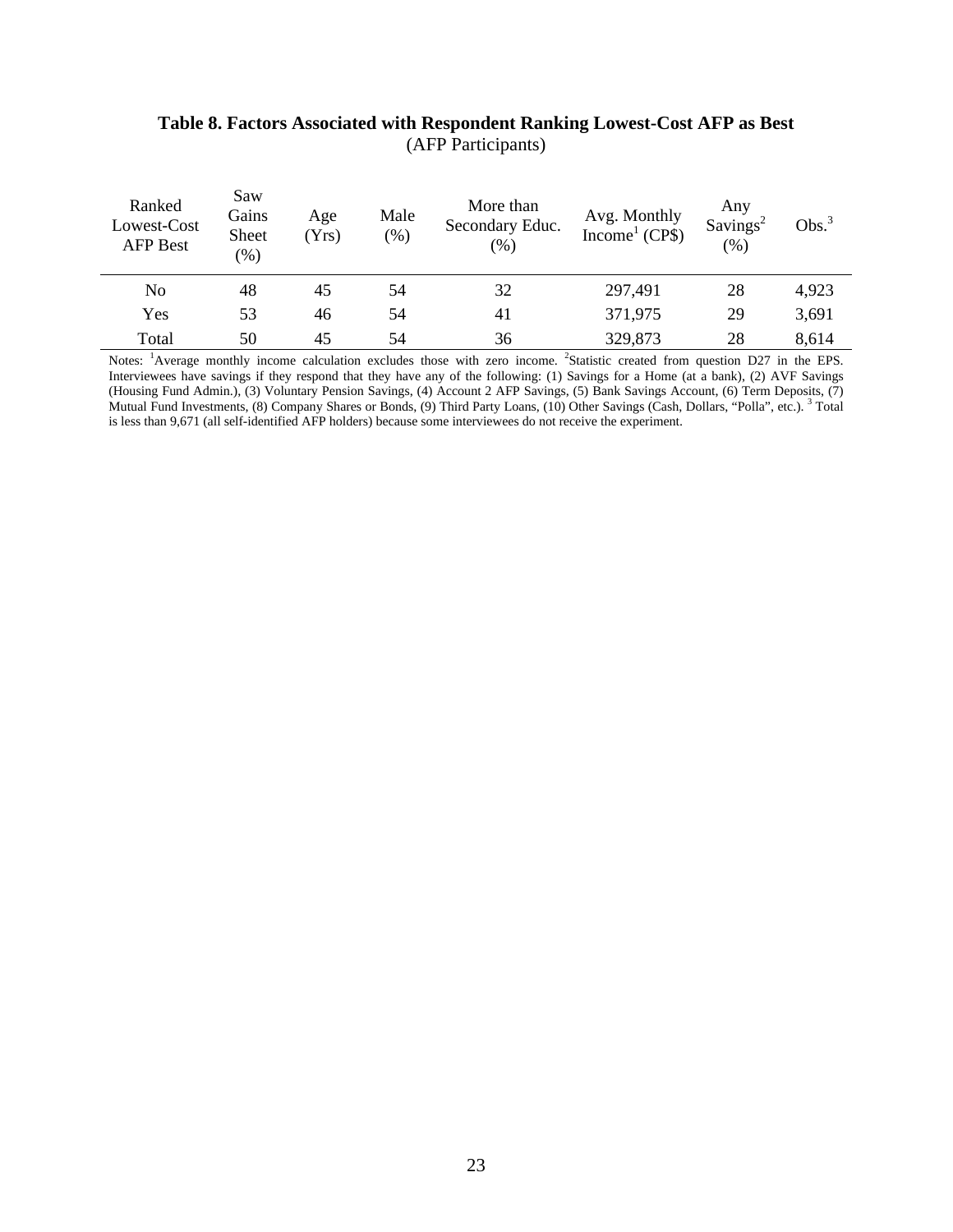**Table 8. Factors Associated with Respondent Ranking Lowest-Cost AFP as Best**
(AFP Participants)

| Ranked Lowest-Cost AFP Best | Saw Gains Sheet (%) | Age (Yrs) | Male (%) | More than Secondary Educ. (%) | Avg. Monthly Income[1] (CP$) | Any Savings[2] (%) | Obs.[3] |
|---|---|---|---|---|---|---|---|
| No | 48 | 45 | 54 | 32 | 297,491 | 28 | 4,923 |
| Yes | 53 | 46 | 54 | 41 | 371,975 | 29 | 3,691 |
| Total | 50 | 45 | 54 | 36 | 329,873 | 28 | 8,614 |

Notes: [1]Average monthly income calculation excludes those with zero income. [2]Statistic created from question D27 in the EPS. Interviewees have savings if they respond that they have any of the following: (1) Savings for a Home (at a bank), (2) AVF Savings (Housing Fund Admin.), (3) Voluntary Pension Savings, (4) Account 2 AFP Savings, (5) Bank Savings Account, (6) Term Deposits, (7) Mutual Fund Investments, (8) Company Shares or Bonds, (9) Third Party Loans, (10) Other Savings (Cash, Dollars, "Polla", etc.). [3] Total is less than 9,671 (all self-identified AFP holders) because some interviewees do not receive the experiment.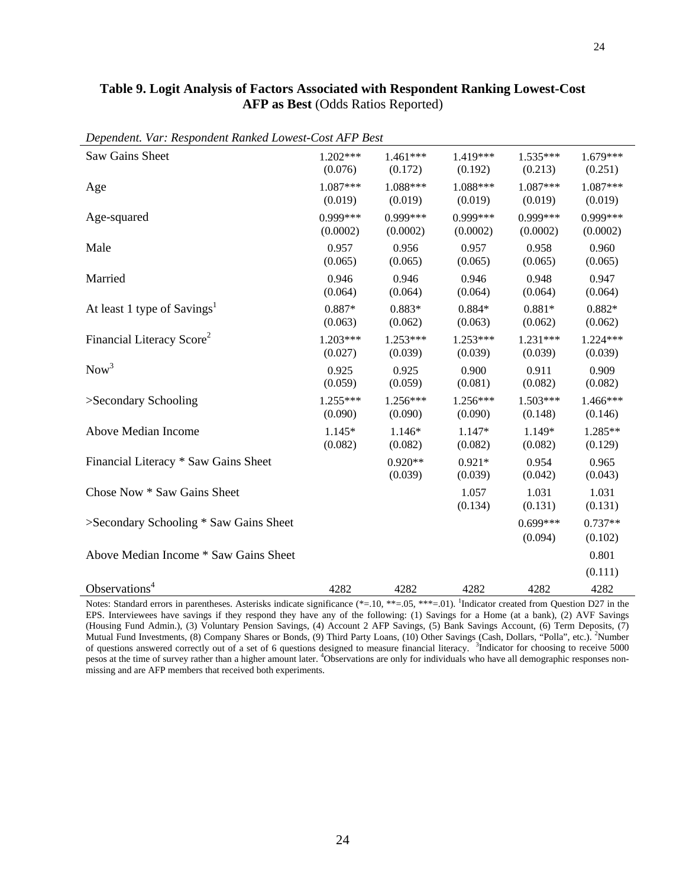**Table 9. Logit Analysis of Factors Associated with Respondent Ranking Lowest-Cost AFP as Best** (Odds Ratios Reported)

| *Dependent. Var: Respondent Ranked Lowest-Cost AFP Best* | | | | | |
|---|---|---|---|---|---|
| Saw Gains Sheet | 1.202*** | 1.461*** | 1.419*** | 1.535*** | 1.679*** |
| | (0.076) | (0.172) | (0.192) | (0.213) | (0.251) |
| Age | 1.087*** | 1.088*** | 1.088*** | 1.087*** | 1.087*** |
| | (0.019) | (0.019) | (0.019) | (0.019) | (0.019) |
| Age-squared | 0.999*** | 0.999*** | 0.999*** | 0.999*** | 0.999*** |
| | (0.0002) | (0.0002) | (0.0002) | (0.0002) | (0.0002) |
| Male | 0.957 | 0.956 | 0.957 | 0.958 | 0.960 |
| | (0.065) | (0.065) | (0.065) | (0.065) | (0.065) |
| Married | 0.946 | 0.946 | 0.946 | 0.948 | 0.947 |
| | (0.064) | (0.064) | (0.064) | (0.064) | (0.064) |
| At least 1 type of Savings[1] | 0.887* | 0.883* | 0.884* | 0.881* | 0.882* |
| | (0.063) | (0.062) | (0.063) | (0.062) | (0.062) |
| Financial Literacy Score[2] | 1.203*** | 1.253*** | 1.253*** | 1.231*** | 1.224*** |
| | (0.027) | (0.039) | (0.039) | (0.039) | (0.039) |
| Now[3] | 0.925 | 0.925 | 0.900 | 0.911 | 0.909 |
| | (0.059) | (0.059) | (0.081) | (0.082) | (0.082) |
| >Secondary Schooling | 1.255*** | 1.256*** | 1.256*** | 1.503*** | 1.466*** |
| | (0.090) | (0.090) | (0.090) | (0.148) | (0.146) |
| Above Median Income | 1.145* | 1.146* | 1.147* | 1.149* | 1.285** |
| | (0.082) | (0.082) | (0.082) | (0.082) | (0.129) |
| Financial Literacy * Saw Gains Sheet | | 0.920** | 0.921* | 0.954 | 0.965 |
| | | (0.039) | (0.039) | (0.042) | (0.043) |
| Chose Now * Saw Gains Sheet | | | 1.057 | 1.031 | 1.031 |
| | | | (0.134) | (0.131) | (0.131) |
| >Secondary Schooling * Saw Gains Sheet | | | | 0.699*** | 0.737** |
| | | | | (0.094) | (0.102) |
| Above Median Income * Saw Gains Sheet | | | | | 0.801 |
| | | | | | (0.111) |
| Observations[4] | 4282 | 4282 | 4282 | 4282 | 4282 |

Notes: Standard errors in parentheses. Asterisks indicate significance (*=.10, **=.05, ***=.01). [1]Indicator created from Question D27 in the EPS. Interviewees have savings if they respond they have any of the following: (1) Savings for a Home (at a bank), (2) AVF Savings (Housing Fund Admin.), (3) Voluntary Pension Savings, (4) Account 2 AFP Savings, (5) Bank Savings Account, (6) Term Deposits, (7) Mutual Fund Investments, (8) Company Shares or Bonds, (9) Third Party Loans, (10) Other Savings (Cash, Dollars, "Polla", etc.). [2]Number of questions answered correctly out of a set of 6 questions designed to measure financial literacy. [3]Indicator for choosing to receive 5000 pesos at the time of survey rather than a higher amount later. [4]Observations are only for individuals who have all demographic responses non-missing and are AFP members that received both experiments.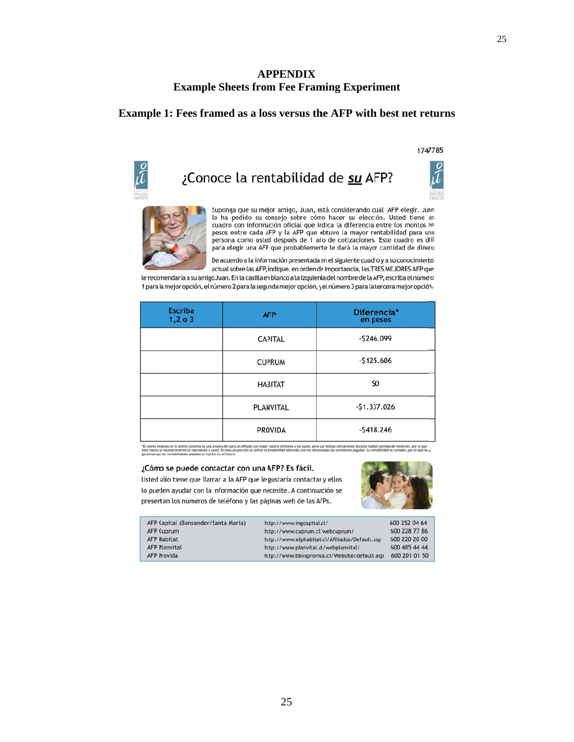# APPENDIX
## Example Sheets from Fee Framing Experiment

### Example 1: Fees framed as a loss versus the AFP with best net returns

1747785

## ¿Conoce la rentabilidad de ***su*** AFP?

Suponga que su mejor amigo, Juan, está considerando cuál AFP elegir. Juan le ha pedido su consejo sobre cómo hacer su elección. Usted tiene un cuadro con información oficial que indica la diferencia entre los montos en pesos entre cada AFP y la AFP que obtuvo la mayor rentabilidad para una persona como usted después de 1 año de cotizaciones. Este cuadro es útil para elegir una AFP que probablemente le dará la mayor cantidad de dinero.

De acuerdo a la información presentada en el siguiente cuadro y a su conocimiento actual sobre las AFP, indique, en orden de importancia, las TRES MEJORES AFP que le recomendaría a su amigo Juan. En la casilla en blanco a la izquierda del nombre de la AFP, escriba el número 1 para la mejor opción, el número 2 para la segunda mejor opción, y el número 3 para la tercera mejor opción.

| Escriba 1,2 o 3 | AFP | Diferencia* en pesos |
|---|---|---|
| | CAPITAL | -$246.099 |
| | CUPRUM | -$125.606 |
| | HABITAT | $0 |
| | PLANVITAL | -$1.337.026 |
| | PROVIDA | -$418.246 |

*El monto en pesos en la última columna es una proyección para un afiliado con edad y salario similares a los suyos, pero que realiza cotizaciones durante todo el periodo de medición, por lo que este monto no necesariamente lo representa a usted. En esta proyección se utilizó la rentabilidad obtenida una vez descontadas las comisiones pagadas. La rentabilidad es variable, por lo que no se garantiza que las rentabilidades pasadas se repitan en el futuro.

### ¿Cómo se puede contactar con una AFP? Es fácil.

Usted sólo tiene que llamar a la AFP que le gustaría contactar y ellos lo pueden ayudar con la información que necesite. A continuación se presentan los números de teléfono y las páginas web de las AFPs.

| | | |
|---|---|---|
| AFP Capital (Bansander/Santa Maria) | http://www.ingcapital.cl/ | 600 252 04 64 |
| AFP Cuprum | http://www.cuprum.cl/webcuprum/ | 600 228 77 86 |
| AFP Habitat | http://www.afphabitat.cl/Afiliados/Default.asp | 600 220 20 00 |
| AFP Planvital | http://www.planvital.cl/webplanvital/ | 600 485 44 44 |
| AFP Provida | http://www.bbvaprovida.cl/Website/default.asp | 600 201 01 50 |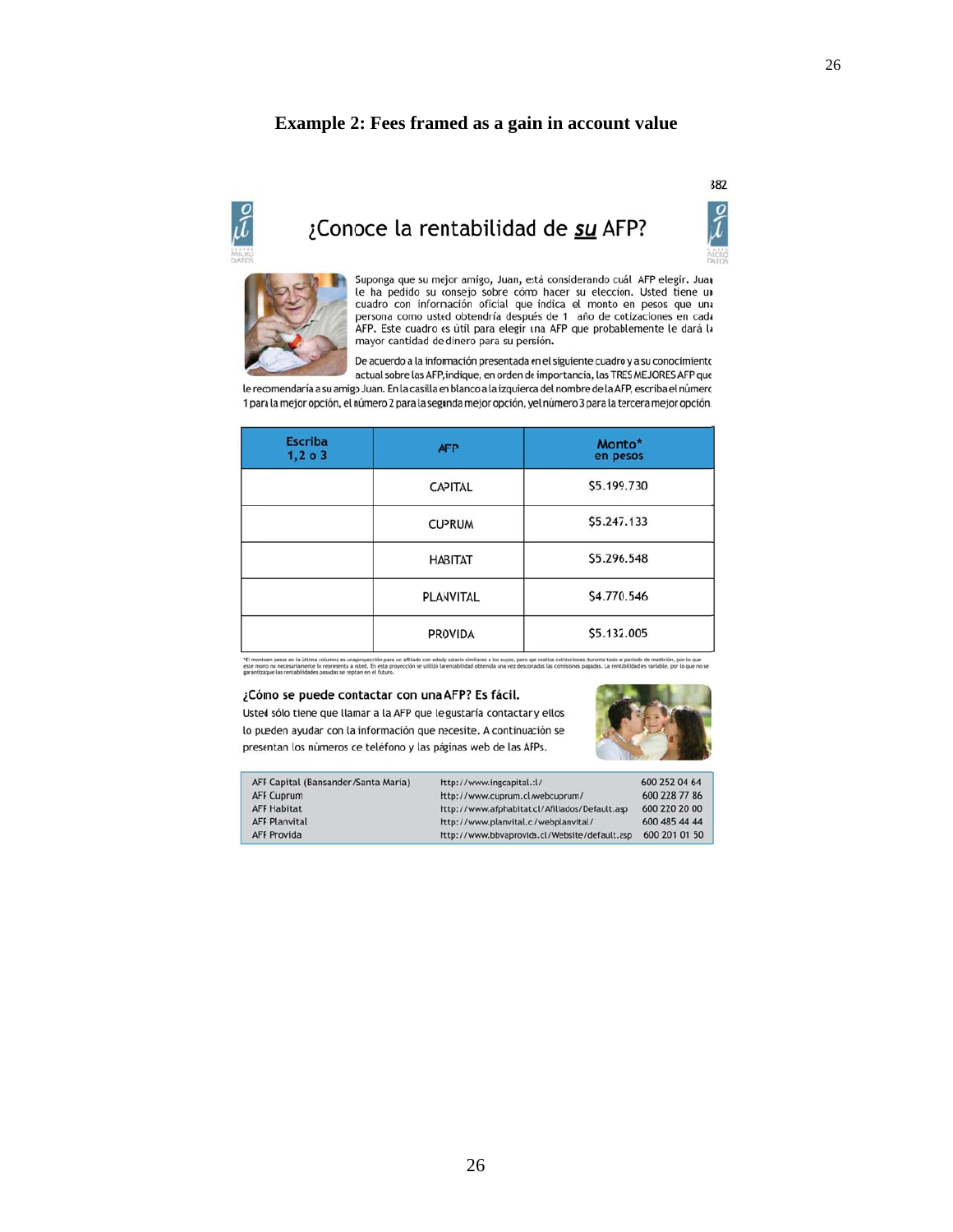### Example 2: Fees framed as a gain in account value

382

## ¿Conoce la rentabilidad de ***su*** AFP?

Suponga que su mejor amigo, Juan, está considerando cuál AFP elegir. Juan le ha pedido su consejo sobre cómo hacer su elección. Usted tiene un cuadro con información oficial que indica el monto en pesos que una persona como usted obtendría después de 1 año de cotizaciones en cada AFP. Este cuadro es útil para elegir una AFP que probablemente le dará la mayor cantidad de dinero para su pensión.

De acuerdo a la información presentada en el siguiente cuadro y a su conocimiento actual sobre las AFP, indique, en orden de importancia, las TRES MEJORES AFP que le recomendaría a su amigo Juan. En la casilla en blanco a la izquierda del nombre de la AFP, escriba el número 1 para la mejor opción, el número 2 para la segunda mejor opción, y el número 3 para la tercera mejor opción.

| Escriba 1,2 o 3 | AFP | Monto* en pesos |
|---|---|---|
| | CAPITAL | $5.199.730 |
| | CUPRUM | $5.247.133 |
| | HABITAT | $5.296.548 |
| | PLANVITAL | $4.770.546 |
| | PROVIDA | $5.132.005 |

*El monto en pesos en la última columna es una proyección para un afiliado con edad y salario similares a los suyos, pero que realiza cotizaciones durante todo el periodo de medición, por lo que este monto no necesariamente lo representa a usted. En esta proyección se utilizó la rentabilidad obtenida una vez descontadas las comisiones pagadas. La rentabilidad es variable, por lo que no se garantiza que las rentabilidades pasadas se repitan en el futuro.

### ¿Cómo se puede contactar con una AFP? Es fácil.

Usted sólo tiene que llamar a la AFP que le gustaría contactar y ellos lo pueden ayudar con la información que necesite. A continuación se presentan los números de teléfono y las páginas web de las AFPs.

| | | |
|---|---|---|
| AFP Capital (Bansander/Santa María) | http://www.ingcapital.cl/ | 600 252 04 64 |
| AFP Cuprum | http://www.cuprum.cl/webcuprum/ | 600 228 77 86 |
| AFP Habitat | http://www.afphabitat.cl/Afiliados/Default.asp | 600 220 20 00 |
| AFP Planvital | http://www.planvital.cl/webplanvital/ | 600 485 44 44 |
| AFP Provida | http://www.bbvaprovida.cl/Website/default.asp | 600 201 01 50 |